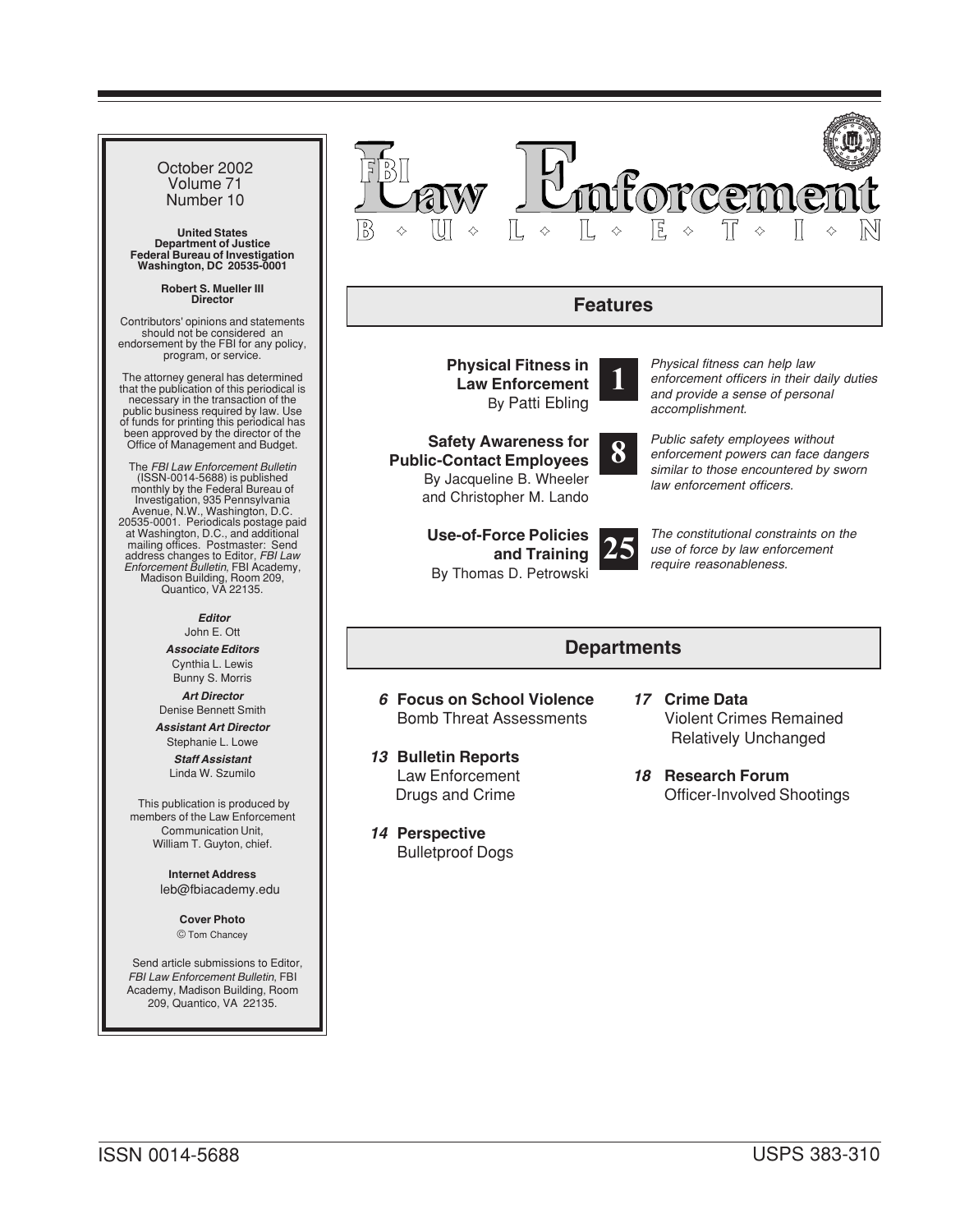# FBI Law Enforcement Bulletin

October 2002
Volume 71
Number 10

**United States Department of Justice**
**Federal Bureau of Investigation**
**Washington, DC 20535-0001**

**Robert S. Mueller III**
**Director**

Contributors' opinions and statements should not be considered an endorsement by the FBI for any policy, program, or service.

The attorney general has determined that the publication of this periodical is necessary in the transaction of the public business required by law. Use of funds for printing this periodical has been approved by the director of the Office of Management and Budget.

The *FBI Law Enforcement Bulletin* (ISSN-0014-5688) is published monthly by the Federal Bureau of Investigation, 935 Pennsylvania Avenue, N.W., Washington, D.C. 20535-0001. Periodicals postage paid at Washington, D.C., and additional mailing offices. Postmaster: Send address changes to Editor, *FBI Law Enforcement Bulletin*, FBI Academy, Madison Building, Room 209, Quantico, VA 22135.

***Editor***
John E. Ott

***Associate Editors***
Cynthia L. Lewis
Bunny S. Morris

***Art Director***
Denise Bennett Smith

***Assistant Art Director***
Stephanie L. Lowe

***Staff Assistant***
Linda W. Szumilo

This publication is produced by members of the Law Enforcement Communication Unit, William T. Guyton, chief.

**Internet Address**
leb@fbiacademy.edu

**Cover Photo**
© Tom Chancey

Send article submissions to Editor, *FBI Law Enforcement Bulletin*, FBI Academy, Madison Building, Room 209, Quantico, VA 22135.

## Features

**Physical Fitness in Law Enforcement**
By Patti Ebling
**1**
*Physical fitness can help law enforcement officers in their daily duties and provide a sense of personal accomplishment.*

**Safety Awareness for Public-Contact Employees**
By Jacqueline B. Wheeler and Christopher M. Lando
**8**
*Public safety employees without enforcement powers can face dangers similar to those encountered by sworn law enforcement officers.*

**Use-of-Force Policies and Training**
By Thomas D. Petrowski
**25**
*The constitutional constraints on the use of force by law enforcement require reasonableness.*

## Departments

***6*** **Focus on School Violence**
Bomb Threat Assessments

***13*** **Bulletin Reports**
Law Enforcement
Drugs and Crime

***14*** **Perspective**
Bulletproof Dogs

***17*** **Crime Data**
Violent Crimes Remained Relatively Unchanged

***18*** **Research Forum**
Officer-Involved Shootings

ISSN 0014-5688

USPS 383-310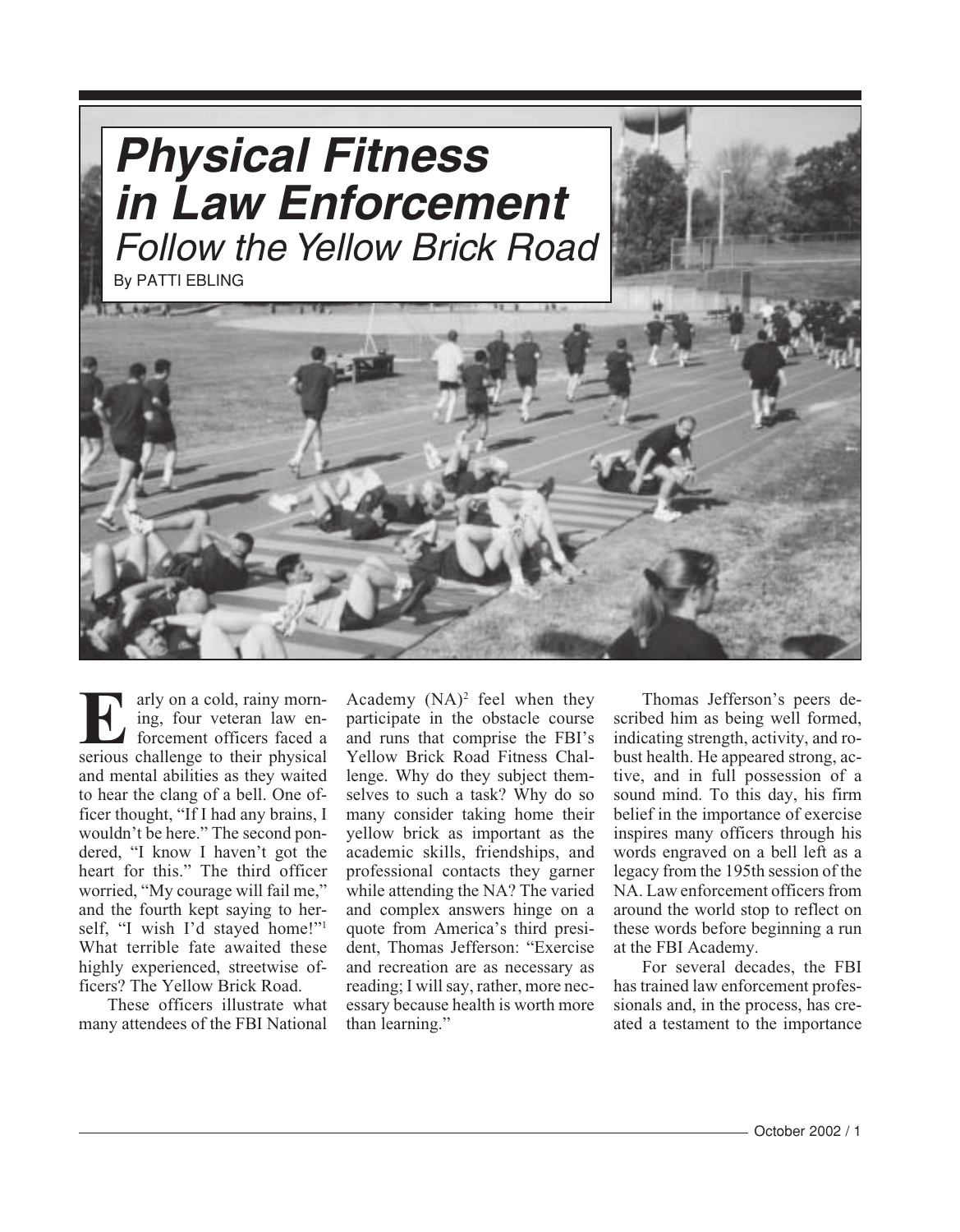# Physical Fitness in Law Enforcement

## *Follow the Yellow Brick Road*

By PATTI EBLING

Early on a cold, rainy morning, four veteran law enforcement officers faced a serious challenge to their physical and mental abilities as they waited to hear the clang of a bell. One officer thought, "If I had any brains, I wouldn't be here." The second pondered, "I know I haven't got the heart for this." The third officer worried, "My courage will fail me," and the fourth kept saying to herself, "I wish I'd stayed home!"[1] What terrible fate awaited these highly experienced, streetwise officers? The Yellow Brick Road.

These officers illustrate what many attendees of the FBI National Academy (NA)[2] feel when they participate in the obstacle course and runs that comprise the FBI's Yellow Brick Road Fitness Challenge. Why do they subject themselves to such a task? Why do so many consider taking home their yellow brick as important as the academic skills, friendships, and professional contacts they garner while attending the NA? The varied and complex answers hinge on a quote from America's third president, Thomas Jefferson: "Exercise and recreation are as necessary as reading; I will say, rather, more necessary because health is worth more than learning."

Thomas Jefferson's peers described him as being well formed, indicating strength, activity, and robust health. He appeared strong, active, and in full possession of a sound mind. To this day, his firm belief in the importance of exercise inspires many officers through his words engraved on a bell left as a legacy from the 195th session of the NA. Law enforcement officers from around the world stop to reflect on these words before beginning a run at the FBI Academy.

For several decades, the FBI has trained law enforcement professionals and, in the process, has created a testament to the importance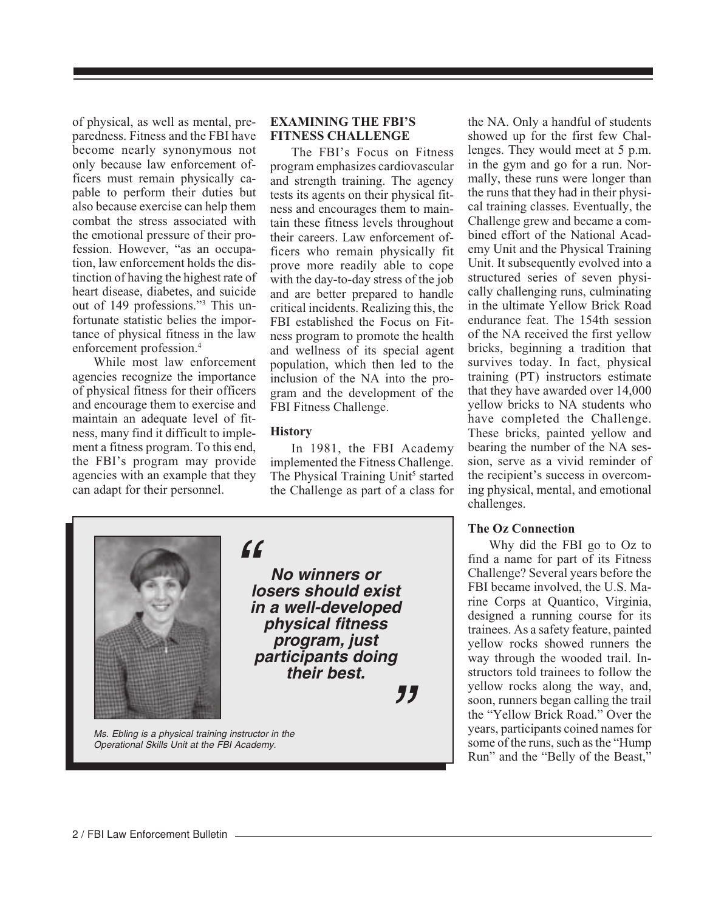of physical, as well as mental, preparedness. Fitness and the FBI have become nearly synonymous not only because law enforcement officers must remain physically capable to perform their duties but also because exercise can help them combat the stress associated with the emotional pressure of their profession. However, "as an occupation, law enforcement holds the distinction of having the highest rate of heart disease, diabetes, and suicide out of 149 professions."[3] This unfortunate statistic belies the importance of physical fitness in the law enforcement profession.[4]

While most law enforcement agencies recognize the importance of physical fitness for their officers and encourage them to exercise and maintain an adequate level of fitness, many find it difficult to implement a fitness program. To this end, the FBI's program may provide agencies with an example that they can adapt for their personnel.

## EXAMINING THE FBI'S FITNESS CHALLENGE

The FBI's Focus on Fitness program emphasizes cardiovascular and strength training. The agency tests its agents on their physical fitness and encourages them to maintain these fitness levels throughout their careers. Law enforcement officers who remain physically fit prove more readily able to cope with the day-to-day stress of the job and are better prepared to handle critical incidents. Realizing this, the FBI established the Focus on Fitness program to promote the health and wellness of its special agent population, which then led to the inclusion of the NA into the program and the development of the FBI Fitness Challenge.

### History

In 1981, the FBI Academy implemented the Fitness Challenge. The Physical Training Unit[5] started the Challenge as part of a class for the NA. Only a handful of students showed up for the first few Challenges. They would meet at 5 p.m. in the gym and go for a run. Normally, these runs were longer than the runs that they had in their physical training classes. Eventually, the Challenge grew and became a combined effort of the National Academy Unit and the Physical Training Unit. It subsequently evolved into a structured series of seven physically challenging runs, culminating in the ultimate Yellow Brick Road endurance feat. The 154th session of the NA received the first yellow bricks, beginning a tradition that survives today. In fact, physical training (PT) instructors estimate that they have awarded over 14,000 yellow bricks to NA students who have completed the Challenge. These bricks, painted yellow and bearing the number of the NA session, serve as a vivid reminder of the recipient's success in overcoming physical, mental, and emotional challenges.

> ***"No winners or losers should exist in a well-developed physical fitness program, just participants doing their best."***

*Ms. Ebling is a physical training instructor in the Operational Skills Unit at the FBI Academy.*

### The Oz Connection

Why did the FBI go to Oz to find a name for part of its Fitness Challenge? Several years before the FBI became involved, the U.S. Marine Corps at Quantico, Virginia, designed a running course for its trainees. As a safety feature, painted yellow rocks showed runners the way through the wooded trail. Instructors told trainees to follow the yellow rocks along the way, and, soon, runners began calling the trail the "Yellow Brick Road." Over the years, participants coined names for some of the runs, such as the "Hump Run" and the "Belly of the Beast,"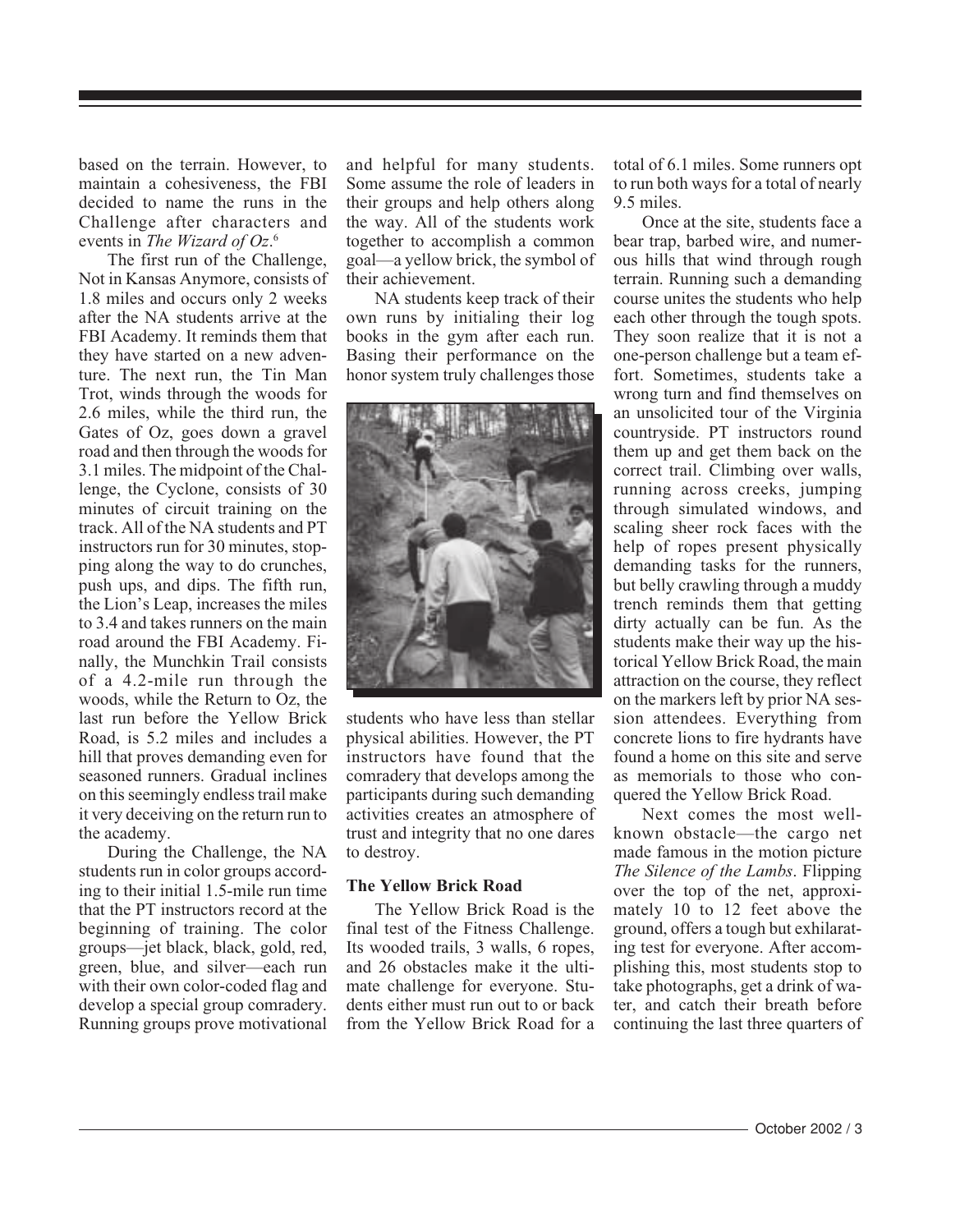based on the terrain. However, to maintain a cohesiveness, the FBI decided to name the runs in the Challenge after characters and events in *The Wizard of Oz*.[6]

The first run of the Challenge, Not in Kansas Anymore, consists of 1.8 miles and occurs only 2 weeks after the NA students arrive at the FBI Academy. It reminds them that they have started on a new adventure. The next run, the Tin Man Trot, winds through the woods for 2.6 miles, while the third run, the Gates of Oz, goes down a gravel road and then through the woods for 3.1 miles. The midpoint of the Challenge, the Cyclone, consists of 30 minutes of circuit training on the track. All of the NA students and PT instructors run for 30 minutes, stopping along the way to do crunches, push ups, and dips. The fifth run, the Lion's Leap, increases the miles to 3.4 and takes runners on the main road around the FBI Academy. Finally, the Munchkin Trail consists of a 4.2-mile run through the woods, while the Return to Oz, the last run before the Yellow Brick Road, is 5.2 miles and includes a hill that proves demanding even for seasoned runners. Gradual inclines on this seemingly endless trail make it very deceiving on the return run to the academy.

During the Challenge, the NA students run in color groups according to their initial 1.5-mile run time that the PT instructors record at the beginning of training. The color groups—jet black, black, gold, red, green, blue, and silver—each run with their own color-coded flag and develop a special group comradery. Running groups prove motivational and helpful for many students. Some assume the role of leaders in their groups and help others along the way. All of the students work together to accomplish a common goal—a yellow brick, the symbol of their achievement.

NA students keep track of their own runs by initialing their log books in the gym after each run. Basing their performance on the honor system truly challenges those students who have less than stellar physical abilities. However, the PT instructors have found that the comradery that develops among the participants during such demanding activities creates an atmosphere of trust and integrity that no one dares to destroy.

### The Yellow Brick Road

The Yellow Brick Road is the final test of the Fitness Challenge. Its wooded trails, 3 walls, 6 ropes, and 26 obstacles make it the ultimate challenge for everyone. Students either must run out to or back from the Yellow Brick Road for a total of 6.1 miles. Some runners opt to run both ways for a total of nearly 9.5 miles.

Once at the site, students face a bear trap, barbed wire, and numerous hills that wind through rough terrain. Running such a demanding course unites the students who help each other through the tough spots. They soon realize that it is not a one-person challenge but a team effort. Sometimes, students take a wrong turn and find themselves on an unsolicited tour of the Virginia countryside. PT instructors round them up and get them back on the correct trail. Climbing over walls, running across creeks, jumping through simulated windows, and scaling sheer rock faces with the help of ropes present physically demanding tasks for the runners, but belly crawling through a muddy trench reminds them that getting dirty actually can be fun. As the students make their way up the historical Yellow Brick Road, the main attraction on the course, they reflect on the markers left by prior NA session attendees. Everything from concrete lions to fire hydrants have found a home on this site and serve as memorials to those who conquered the Yellow Brick Road.

Next comes the most well-known obstacle—the cargo net made famous in the motion picture *The Silence of the Lambs*. Flipping over the top of the net, approximately 10 to 12 feet above the ground, offers a tough but exhilarating test for everyone. After accomplishing this, most students stop to take photographs, get a drink of water, and catch their breath before continuing the last three quarters of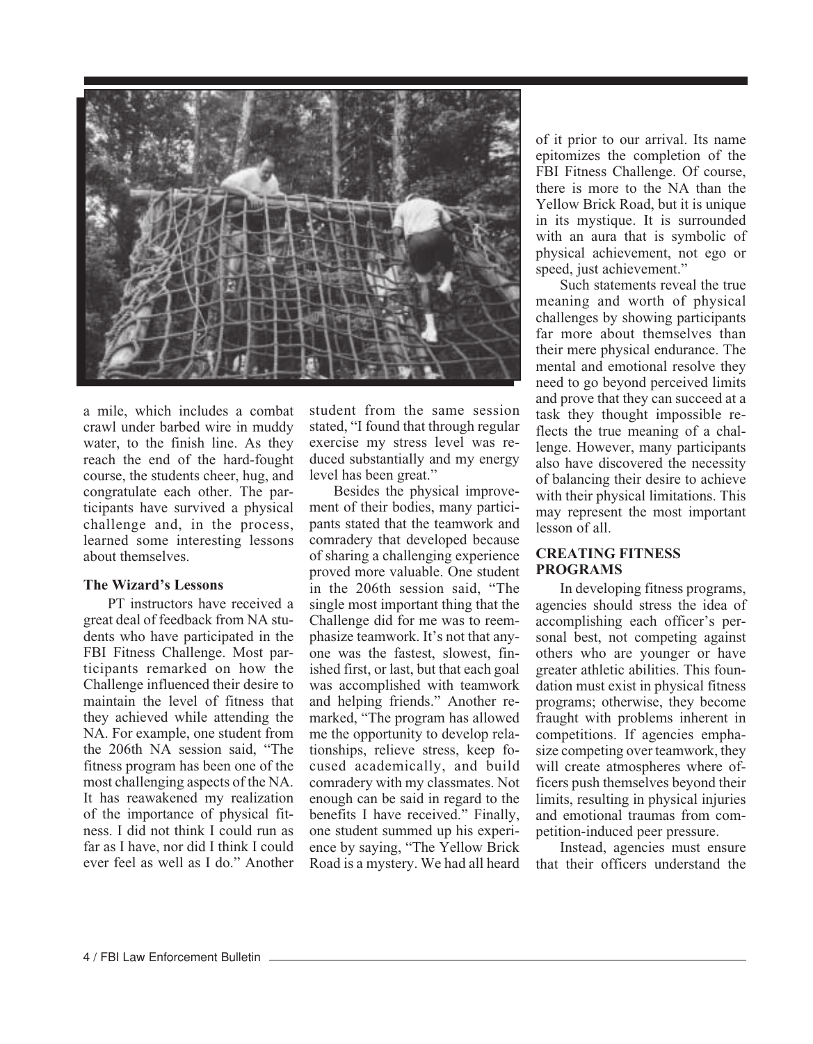a mile, which includes a combat crawl under barbed wire in muddy water, to the finish line. As they reach the end of the hard-fought course, the students cheer, hug, and congratulate each other. The participants have survived a physical challenge and, in the process, learned some interesting lessons about themselves.

### The Wizard's Lessons

PT instructors have received a great deal of feedback from NA students who have participated in the FBI Fitness Challenge. Most participants remarked on how the Challenge influenced their desire to maintain the level of fitness that they achieved while attending the NA. For example, one student from the 206th NA session said, "The fitness program has been one of the most challenging aspects of the NA. It has reawakened my realization of the importance of physical fitness. I did not think I could run as far as I have, nor did I think I could ever feel as well as I do." Another student from the same session stated, "I found that through regular exercise my stress level was reduced substantially and my energy level has been great."

Besides the physical improvement of their bodies, many participants stated that the teamwork and comradery that developed because of sharing a challenging experience proved more valuable. One student in the 206th session said, "The single most important thing that the Challenge did for me was to reemphasize teamwork. It's not that anyone was the fastest, slowest, finished first, or last, but that each goal was accomplished with teamwork and helping friends." Another remarked, "The program has allowed me the opportunity to develop relationships, relieve stress, keep focused academically, and build comradery with my classmates. Not enough can be said in regard to the benefits I have received." Finally, one student summed up his experience by saying, "The Yellow Brick Road is a mystery. We had all heard of it prior to our arrival. Its name epitomizes the completion of the FBI Fitness Challenge. Of course, there is more to the NA than the Yellow Brick Road, but it is unique in its mystique. It is surrounded with an aura that is symbolic of physical achievement, not ego or speed, just achievement."

Such statements reveal the true meaning and worth of physical challenges by showing participants far more about themselves than their mere physical endurance. The mental and emotional resolve they need to go beyond perceived limits and prove that they can succeed at a task they thought impossible reflects the true meaning of a challenge. However, many participants also have discovered the necessity of balancing their desire to achieve with their physical limitations. This may represent the most important lesson of all.

## CREATING FITNESS PROGRAMS

In developing fitness programs, agencies should stress the idea of accomplishing each officer's personal best, not competing against others who are younger or have greater athletic abilities. This foundation must exist in physical fitness programs; otherwise, they become fraught with problems inherent in competitions. If agencies emphasize competing over teamwork, they will create atmospheres where officers push themselves beyond their limits, resulting in physical injuries and emotional traumas from competition-induced peer pressure.

Instead, agencies must ensure that their officers understand the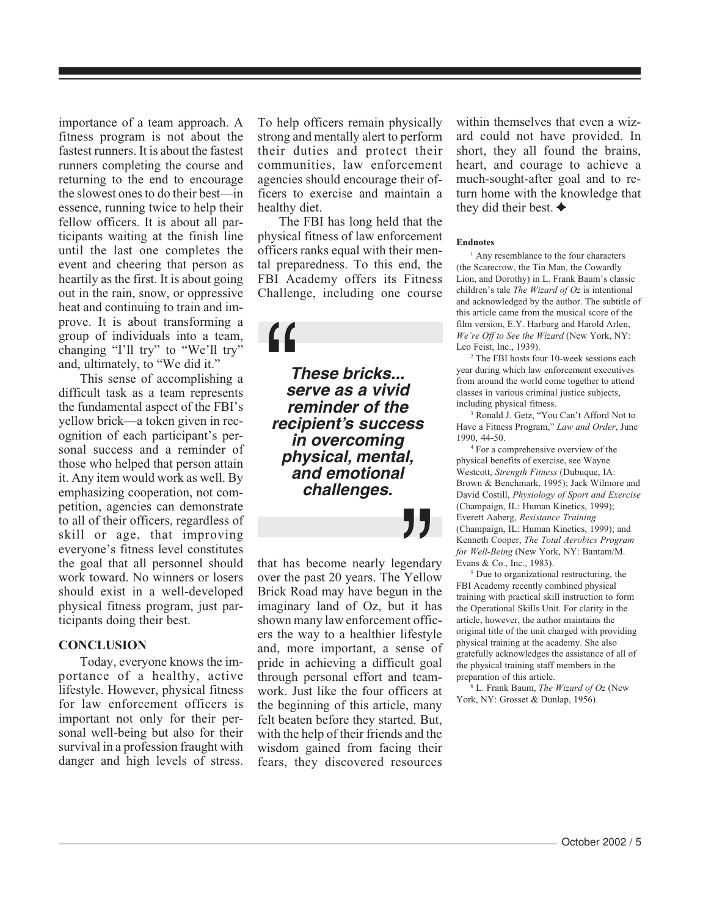importance of a team approach. A fitness program is not about the fastest runners. It is about the fastest runners completing the course and returning to the end to encourage the slowest ones to do their best—in essence, running twice to help their fellow officers. It is about all participants waiting at the finish line until the last one completes the event and cheering that person as heartily as the first. It is about going out in the rain, snow, or oppressive heat and continuing to train and improve. It is about transforming a group of individuals into a team, changing "I'll try" to "We'll try" and, ultimately, to "We did it."

This sense of accomplishing a difficult task as a team represents the fundamental aspect of the FBI's yellow brick—a token given in recognition of each participant's personal success and a reminder of those who helped that person attain it. Any item would work as well. By emphasizing cooperation, not competition, agencies can demonstrate to all of their officers, regardless of skill or age, that improving everyone's fitness level constitutes the goal that all personnel should work toward. No winners or losers should exist in a well-developed physical fitness program, just participants doing their best.

## CONCLUSION

Today, everyone knows the importance of a healthy, active lifestyle. However, physical fitness for law enforcement officers is important not only for their personal well-being but also for their survival in a profession fraught with danger and high levels of stress. To help officers remain physically strong and mentally alert to perform their duties and protect their communities, law enforcement agencies should encourage their officers to exercise and maintain a healthy diet.

The FBI has long held that the physical fitness of law enforcement officers ranks equal with their mental preparedness. To this end, the FBI Academy offers its Fitness Challenge, including one course that has become nearly legendary over the past 20 years. The Yellow Brick Road may have begun in the imaginary land of Oz, but it has shown many law enforcement officers the way to a healthier lifestyle and, more important, a sense of pride in achieving a difficult goal through personal effort and teamwork. Just like the four officers at the beginning of this article, many felt beaten before they started. But, with the help of their friends and the wisdom gained from facing their fears, they discovered resources within themselves that even a wizard could not have provided. In short, they all found the brains, heart, and courage to achieve a much-sought-after goal and to return home with the knowledge that they did their best. ✦

> ***These bricks... serve as a vivid reminder of the recipient's success in overcoming physical, mental, and emotional challenges.***

### Endnotes

[1] Any resemblance to the four characters (the Scarecrow, the Tin Man, the Cowardly Lion, and Dorothy) in L. Frank Baum's classic children's tale *The Wizard of Oz* is intentional and acknowledged by the author. The subtitle of this article came from the musical score of the film version, E.Y. Harburg and Harold Arlen, *We're Off to See the Wizard* (New York, NY: Leo Feist, Inc., 1939).

[2] The FBI hosts four 10-week sessions each year during which law enforcement executives from around the world come together to attend classes in various criminal justice subjects, including physical fitness.

[3] Ronald J. Getz, "You Can't Afford Not to Have a Fitness Program," *Law and Order*, June 1990, 44-50.

[4] For a comprehensive overview of the physical benefits of exercise, see Wayne Westcott, *Strength Fitness* (Dubuque, IA: Brown & Benchmark, 1995); Jack Wilmore and David Costill, *Physiology of Sport and Exercise* (Champaign, IL: Human Kinetics, 1999); Everett Aaberg, *Resistance Training* (Champaign, IL: Human Kinetics, 1999); and Kenneth Cooper, *The Total Aerobics Program for Well-Being* (New York, NY: Bantam/M. Evans & Co., Inc., 1983).

[5] Due to organizational restructuring, the FBI Academy recently combined physical training with practical skill instruction to form the Operational Skills Unit. For clarity in the article, however, the author maintains the original title of the unit charged with providing physical training at the academy. She also gratefully acknowledges the assistance of all of the physical training staff members in the preparation of this article.

[6] L. Frank Baum, *The Wizard of Oz* (New York, NY: Grosset & Dunlap, 1956).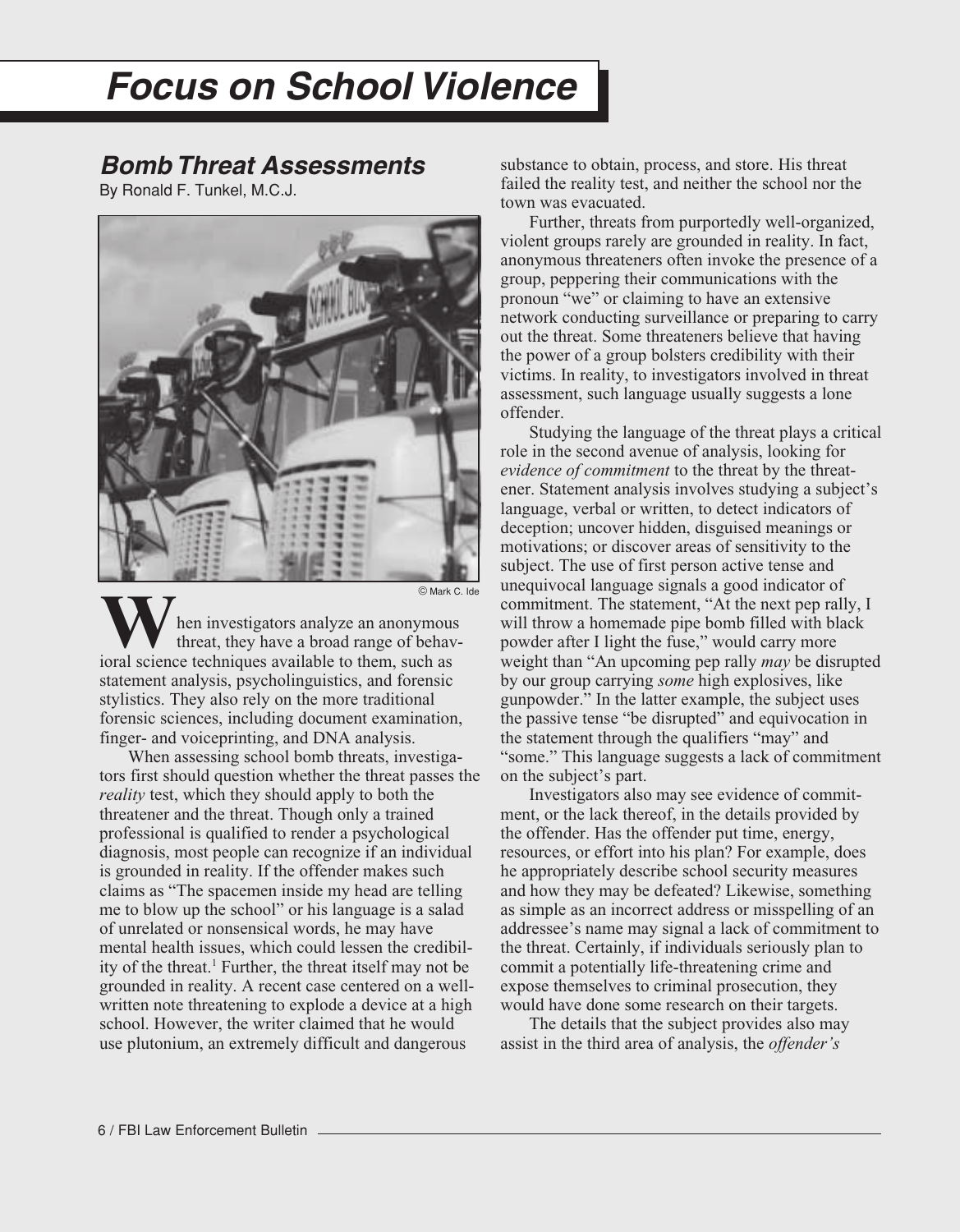# Focus on School Violence

## Bomb Threat Assessments

By Ronald F. Tunkel, M.C.J.

© Mark C. Ide

When investigators analyze an anonymous threat, they have a broad range of behavioral science techniques available to them, such as statement analysis, psycholinguistics, and forensic stylistics. They also rely on the more traditional forensic sciences, including document examination, finger- and voiceprinting, and DNA analysis.

When assessing school bomb threats, investigators first should question whether the threat passes the *reality* test, which they should apply to both the threatener and the threat. Though only a trained professional is qualified to render a psychological diagnosis, most people can recognize if an individual is grounded in reality. If the offender makes such claims as "The spacemen inside my head are telling me to blow up the school" or his language is a salad of unrelated or nonsensical words, he may have mental health issues, which could lessen the credibility of the threat.[1] Further, the threat itself may not be grounded in reality. A recent case centered on a well-written note threatening to explode a device at a high school. However, the writer claimed that he would use plutonium, an extremely difficult and dangerous substance to obtain, process, and store. His threat failed the reality test, and neither the school nor the town was evacuated.

Further, threats from purportedly well-organized, violent groups rarely are grounded in reality. In fact, anonymous threateners often invoke the presence of a group, peppering their communications with the pronoun "we" or claiming to have an extensive network conducting surveillance or preparing to carry out the threat. Some threateners believe that having the power of a group bolsters credibility with their victims. In reality, to investigators involved in threat assessment, such language usually suggests a lone offender.

Studying the language of the threat plays a critical role in the second avenue of analysis, looking for *evidence of commitment* to the threat by the threatener. Statement analysis involves studying a subject's language, verbal or written, to detect indicators of deception; uncover hidden, disguised meanings or motivations; or discover areas of sensitivity to the subject. The use of first person active tense and unequivocal language signals a good indicator of commitment. The statement, "At the next pep rally, I will throw a homemade pipe bomb filled with black powder after I light the fuse," would carry more weight than "An upcoming pep rally *may* be disrupted by our group carrying *some* high explosives, like gunpowder." In the latter example, the subject uses the passive tense "be disrupted" and equivocation in the statement through the qualifiers "may" and "some." This language suggests a lack of commitment on the subject's part.

Investigators also may see evidence of commitment, or the lack thereof, in the details provided by the offender. Has the offender put time, energy, resources, or effort into his plan? For example, does he appropriately describe school security measures and how they may be defeated? Likewise, something as simple as an incorrect address or misspelling of an addressee's name may signal a lack of commitment to the threat. Certainly, if individuals seriously plan to commit a potentially life-threatening crime and expose themselves to criminal prosecution, they would have done some research on their targets.

The details that the subject provides also may assist in the third area of analysis, the *offender's*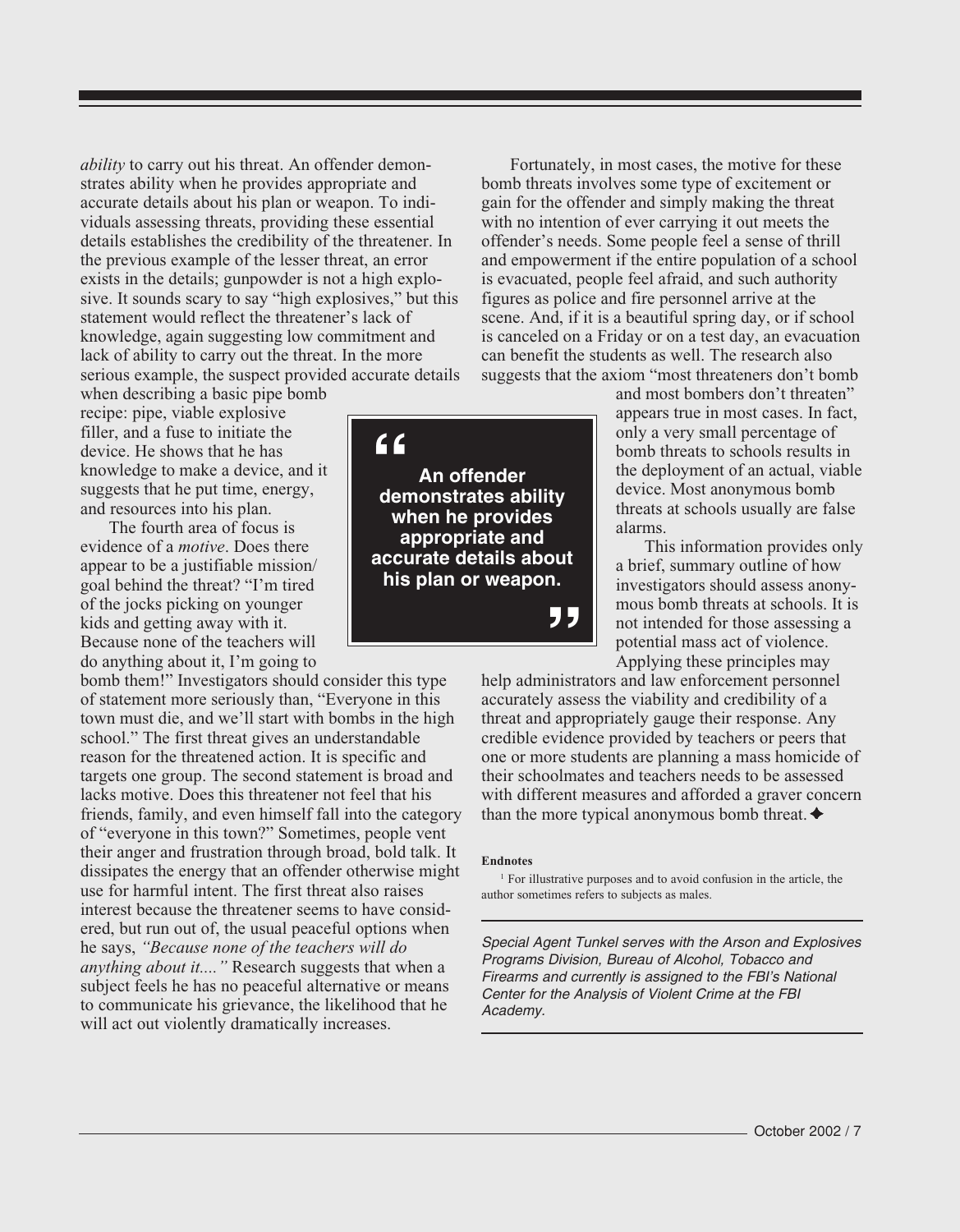*ability* to carry out his threat. An offender demonstrates ability when he provides appropriate and accurate details about his plan or weapon. To individuals assessing threats, providing these essential details establishes the credibility of the threatener. In the previous example of the lesser threat, an error exists in the details; gunpowder is not a high explosive. It sounds scary to say "high explosives," but this statement would reflect the threatener's lack of knowledge, again suggesting low commitment and lack of ability to carry out the threat. In the more serious example, the suspect provided accurate details when describing a basic pipe bomb recipe: pipe, viable explosive filler, and a fuse to initiate the device. He shows that he has knowledge to make a device, and it suggests that he put time, energy, and resources into his plan.

The fourth area of focus is evidence of a *motive*. Does there appear to be a justifiable mission/goal behind the threat? "I'm tired of the jocks picking on younger kids and getting away with it. Because none of the teachers will do anything about it, I'm going to bomb them!" Investigators should consider this type of statement more seriously than, "Everyone in this town must die, and we'll start with bombs in the high school." The first threat gives an understandable reason for the threatened action. It is specific and targets one group. The second statement is broad and lacks motive. Does this threatener not feel that his friends, family, and even himself fall into the category of "everyone in this town?" Sometimes, people vent their anger and frustration through broad, bold talk. It dissipates the energy that an offender otherwise might use for harmful intent. The first threat also raises interest because the threatener seems to have considered, but run out of, the usual peaceful options when he says, *"Because none of the teachers will do anything about it...."* Research suggests that when a subject feels he has no peaceful alternative or means to communicate his grievance, the likelihood that he will act out violently dramatically increases.

> **"An offender demonstrates ability when he provides appropriate and accurate details about his plan or weapon."**

Fortunately, in most cases, the motive for these bomb threats involves some type of excitement or gain for the offender and simply making the threat with no intention of ever carrying it out meets the offender's needs. Some people feel a sense of thrill and empowerment if the entire population of a school is evacuated, people feel afraid, and such authority figures as police and fire personnel arrive at the scene. And, if it is a beautiful spring day, or if school is canceled on a Friday or on a test day, an evacuation can benefit the students as well. The research also suggests that the axiom "most threateners don't bomb and most bombers don't threaten" appears true in most cases. In fact, only a very small percentage of bomb threats to schools results in the deployment of an actual, viable device. Most anonymous bomb threats at schools usually are false alarms.

This information provides only a brief, summary outline of how investigators should assess anonymous bomb threats at schools. It is not intended for those assessing a potential mass act of violence. Applying these principles may help administrators and law enforcement personnel accurately assess the viability and credibility of a threat and appropriately gauge their response. Any credible evidence provided by teachers or peers that one or more students are planning a mass homicide of their schoolmates and teachers needs to be assessed with different measures and afforded a graver concern than the more typical anonymous bomb threat. ✦

**Endnotes**

[1] For illustrative purposes and to avoid confusion in the article, the author sometimes refers to subjects as males.

*Special Agent Tunkel serves with the Arson and Explosives Programs Division, Bureau of Alcohol, Tobacco and Firearms and currently is assigned to the FBI's National Center for the Analysis of Violent Crime at the FBI Academy.*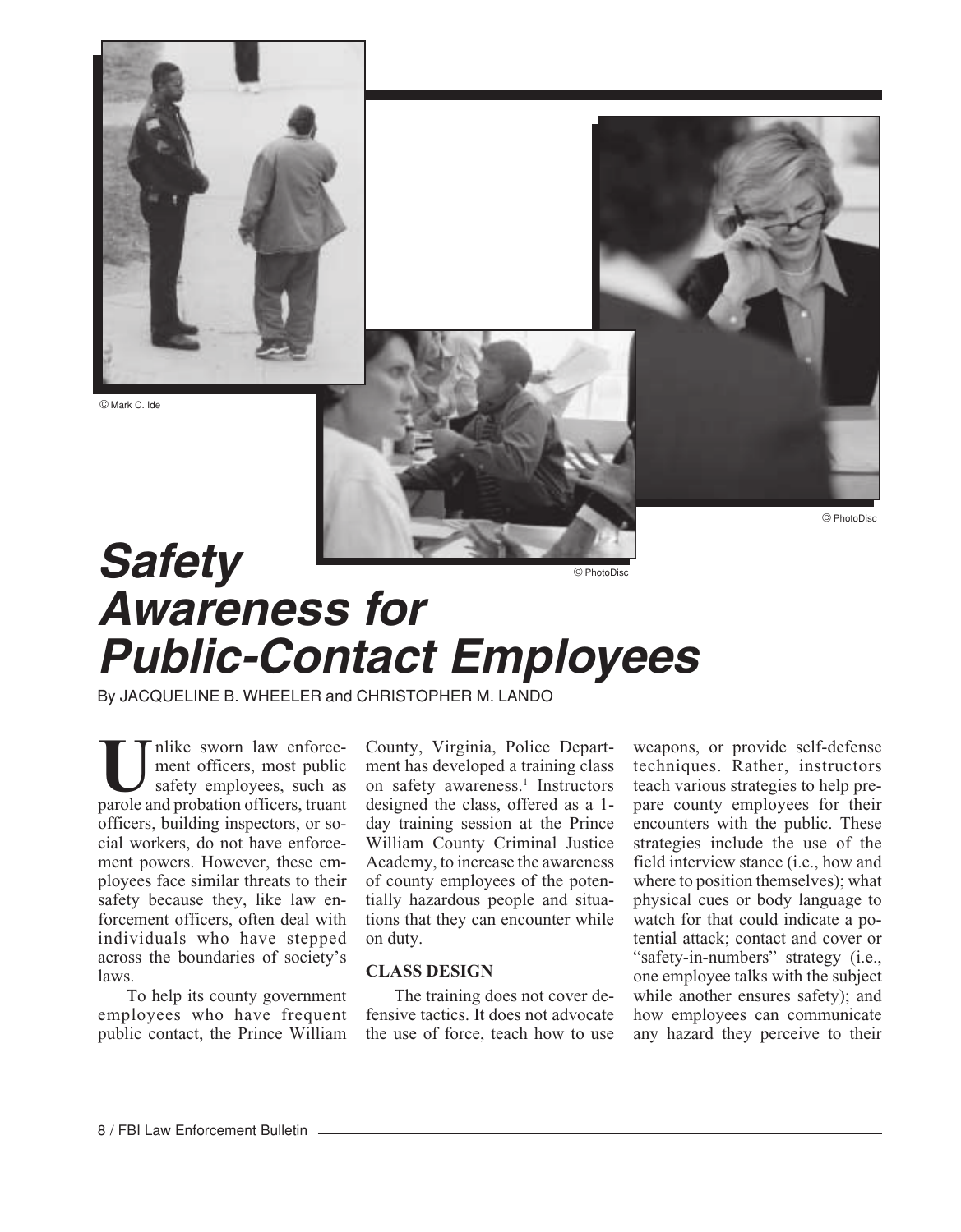© Mark C. Ide

© PhotoDisc

© PhotoDisc

# Safety Awareness for Public-Contact Employees

By JACQUELINE B. WHEELER and CHRISTOPHER M. LANDO

Unlike sworn law enforcement officers, most public safety employees, such as parole and probation officers, truant officers, building inspectors, or social workers, do not have enforcement powers. However, these employees face similar threats to their safety because they, like law enforcement officers, often deal with individuals who have stepped across the boundaries of society's laws.

To help its county government employees who have frequent public contact, the Prince William County, Virginia, Police Department has developed a training class on safety awareness.[1] Instructors designed the class, offered as a 1-day training session at the Prince William County Criminal Justice Academy, to increase the awareness of county employees of the potentially hazardous people and situations that they can encounter while on duty.

## CLASS DESIGN

The training does not cover defensive tactics. It does not advocate the use of force, teach how to use weapons, or provide self-defense techniques. Rather, instructors teach various strategies to help prepare county employees for their encounters with the public. These strategies include the use of the field interview stance (i.e., how and where to position themselves); what physical cues or body language to watch for that could indicate a potential attack; contact and cover or "safety-in-numbers" strategy (i.e., one employee talks with the subject while another ensures safety); and how employees can communicate any hazard they perceive to their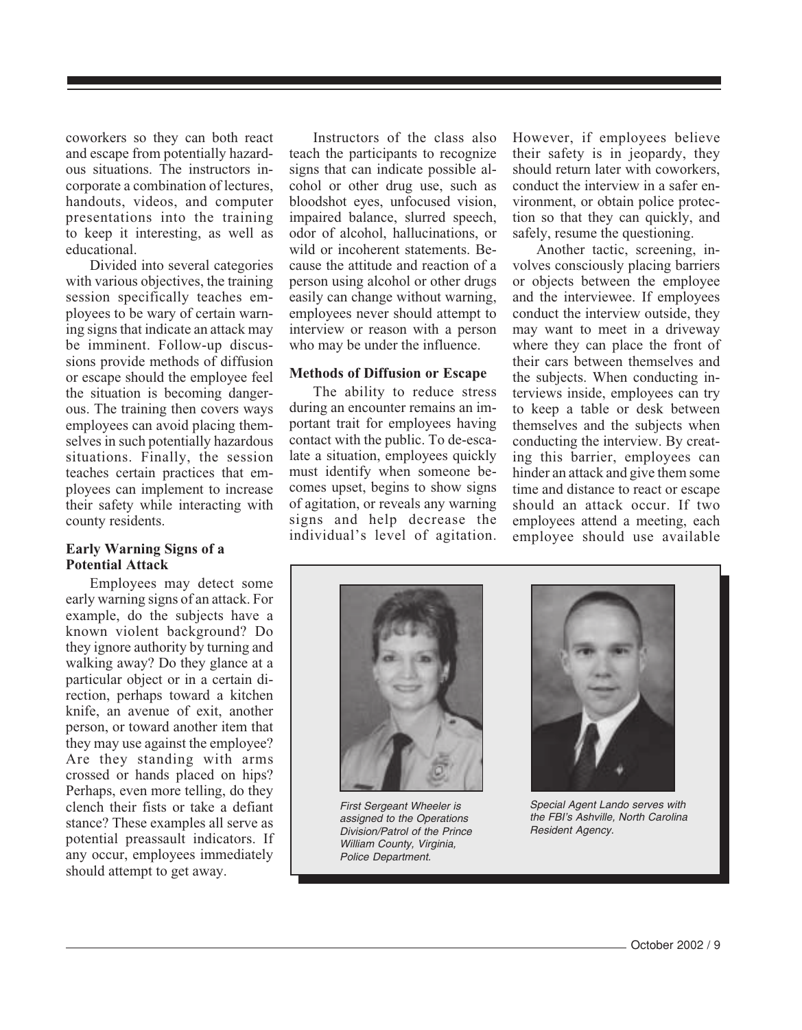coworkers so they can both react and escape from potentially hazardous situations. The instructors incorporate a combination of lectures, handouts, videos, and computer presentations into the training to keep it interesting, as well as educational.

Divided into several categories with various objectives, the training session specifically teaches employees to be wary of certain warning signs that indicate an attack may be imminent. Follow-up discussions provide methods of diffusion or escape should the employee feel the situation is becoming dangerous. The training then covers ways employees can avoid placing themselves in such potentially hazardous situations. Finally, the session teaches certain practices that employees can implement to increase their safety while interacting with county residents.

**Early Warning Signs of a Potential Attack**

Employees may detect some early warning signs of an attack. For example, do the subjects have a known violent background? Do they ignore authority by turning and walking away? Do they glance at a particular object or in a certain direction, perhaps toward a kitchen knife, an avenue of exit, another person, or toward another item that they may use against the employee? Are they standing with arms crossed or hands placed on hips? Perhaps, even more telling, do they clench their fists or take a defiant stance? These examples all serve as potential preassault indicators. If any occur, employees immediately should attempt to get away.

Instructors of the class also teach the participants to recognize signs that can indicate possible alcohol or other drug use, such as bloodshot eyes, unfocused vision, impaired balance, slurred speech, odor of alcohol, hallucinations, or wild or incoherent statements. Because the attitude and reaction of a person using alcohol or other drugs easily can change without warning, employees never should attempt to interview or reason with a person who may be under the influence.

**Methods of Diffusion or Escape**

The ability to reduce stress during an encounter remains an important trait for employees having contact with the public. To de-escalate a situation, employees quickly must identify when someone becomes upset, begins to show signs of agitation, or reveals any warning signs and help decrease the individual's level of agitation. However, if employees believe their safety is in jeopardy, they should return later with coworkers, conduct the interview in a safer environment, or obtain police protection so that they can quickly, and safely, resume the questioning.

Another tactic, screening, involves consciously placing barriers or objects between the employee and the interviewee. If employees conduct the interview outside, they may want to meet in a driveway where they can place the front of their cars between themselves and the subjects. When conducting interviews inside, employees can try to keep a table or desk between themselves and the subjects when conducting the interview. By creating this barrier, employees can hinder an attack and give them some time and distance to react or escape should an attack occur. If two employees attend a meeting, each employee should use available

*First Sergeant Wheeler is assigned to the Operations Division/Patrol of the Prince William County, Virginia, Police Department.*

*Special Agent Lando serves with the FBI's Ashville, North Carolina Resident Agency.*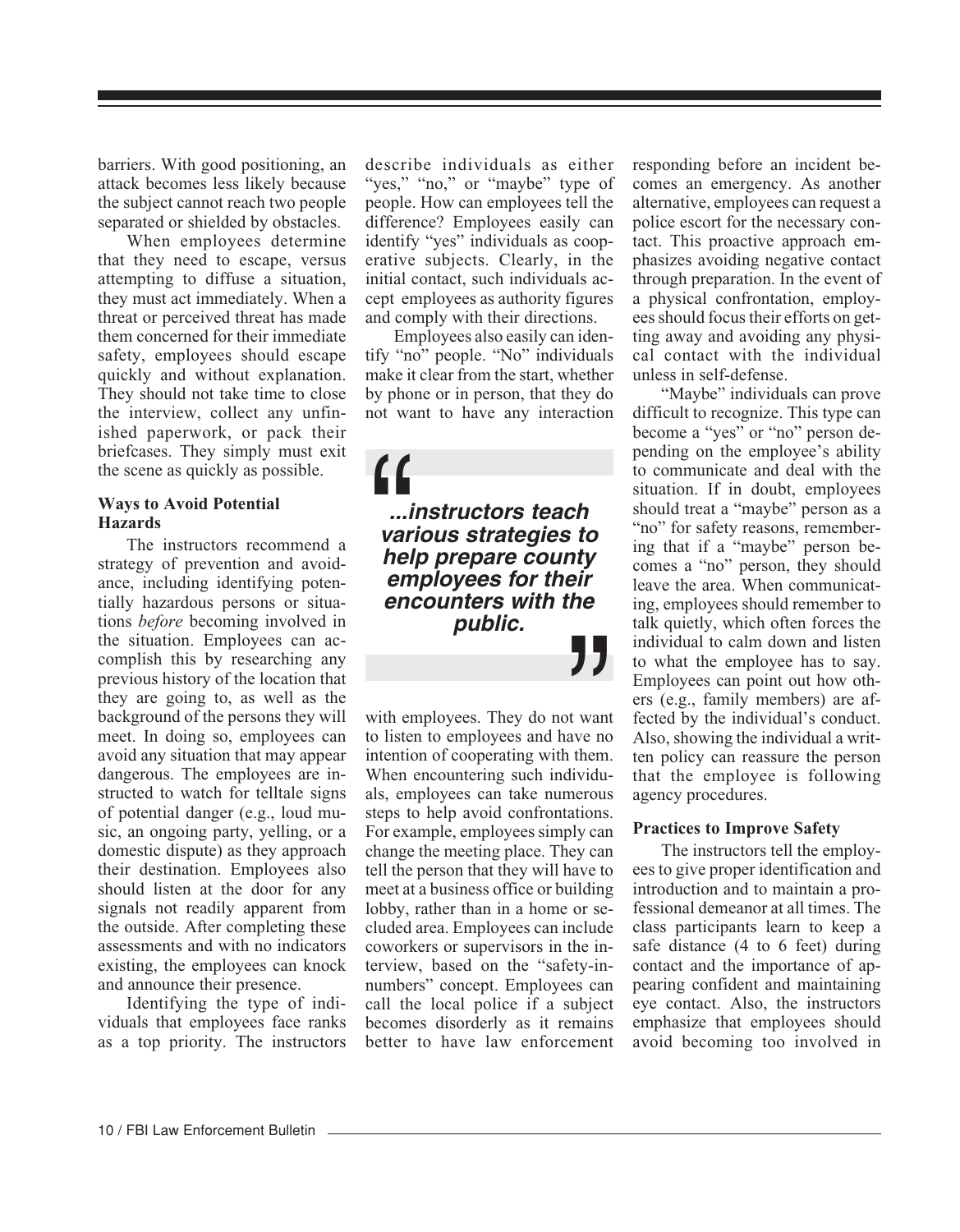barriers. With good positioning, an attack becomes less likely because the subject cannot reach two people separated or shielded by obstacles.

When employees determine that they need to escape, versus attempting to diffuse a situation, they must act immediately. When a threat or perceived threat has made them concerned for their immediate safety, employees should escape quickly and without explanation. They should not take time to close the interview, collect any unfinished paperwork, or pack their briefcases. They simply must exit the scene as quickly as possible.

**Ways to Avoid Potential Hazards**

The instructors recommend a strategy of prevention and avoidance, including identifying potentially hazardous persons or situations *before* becoming involved in the situation. Employees can accomplish this by researching any previous history of the location that they are going to, as well as the background of the persons they will meet. In doing so, employees can avoid any situation that may appear dangerous. The employees are instructed to watch for telltale signs of potential danger (e.g., loud music, an ongoing party, yelling, or a domestic dispute) as they approach their destination. Employees also should listen at the door for any signals not readily apparent from the outside. After completing these assessments and with no indicators existing, the employees can knock and announce their presence.

Identifying the type of individuals that employees face ranks as a top priority. The instructors describe individuals as either "yes," "no," or "maybe" type of people. How can employees tell the difference? Employees easily can identify "yes" individuals as cooperative subjects. Clearly, in the initial contact, such individuals accept employees as authority figures and comply with their directions.

Employees also easily can identify "no" people. "No" individuals make it clear from the start, whether by phone or in person, that they do not want to have any interaction with employees. They do not want to listen to employees and have no intention of cooperating with them. When encountering such individuals, employees can take numerous steps to help avoid confrontations. For example, employees simply can change the meeting place. They can tell the person that they will have to meet at a business office or building lobby, rather than in a home or secluded area. Employees can include coworkers or supervisors in the interview, based on the "safety-in-numbers" concept. Employees can call the local police if a subject becomes disorderly as it remains better to have law enforcement responding before an incident becomes an emergency. As another alternative, employees can request a police escort for the necessary contact. This proactive approach emphasizes avoiding negative contact through preparation. In the event of a physical confrontation, employees should focus their efforts on getting away and avoiding any physical contact with the individual unless in self-defense.

> ***"...instructors teach various strategies to help prepare county employees for their encounters with the public."***

"Maybe" individuals can prove difficult to recognize. This type can become a "yes" or "no" person depending on the employee's ability to communicate and deal with the situation. If in doubt, employees should treat a "maybe" person as a "no" for safety reasons, remembering that if a "maybe" person becomes a "no" person, they should leave the area. When communicating, employees should remember to talk quietly, which often forces the individual to calm down and listen to what the employee has to say. Employees can point out how others (e.g., family members) are affected by the individual's conduct. Also, showing the individual a written policy can reassure the person that the employee is following agency procedures.

**Practices to Improve Safety**

The instructors tell the employees to give proper identification and introduction and to maintain a professional demeanor at all times. The class participants learn to keep a safe distance (4 to 6 feet) during contact and the importance of appearing confident and maintaining eye contact. Also, the instructors emphasize that employees should avoid becoming too involved in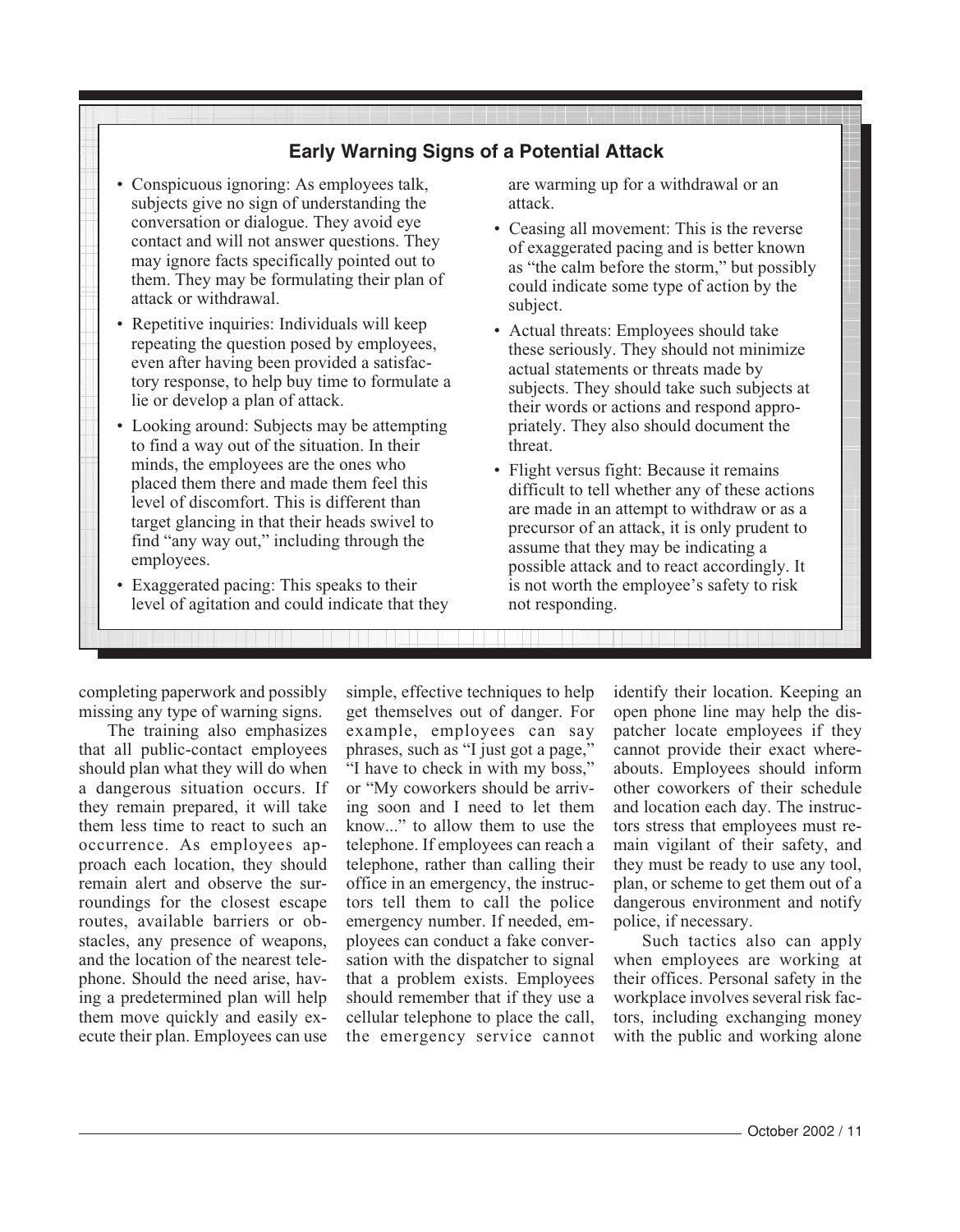## Early Warning Signs of a Potential Attack

- Conspicuous ignoring: As employees talk, subjects give no sign of understanding the conversation or dialogue. They avoid eye contact and will not answer questions. They may ignore facts specifically pointed out to them. They may be formulating their plan of attack or withdrawal.
- Repetitive inquiries: Individuals will keep repeating the question posed by employees, even after having been provided a satisfactory response, to help buy time to formulate a lie or develop a plan of attack.
- Looking around: Subjects may be attempting to find a way out of the situation. In their minds, the employees are the ones who placed them there and made them feel this level of discomfort. This is different than target glancing in that their heads swivel to find "any way out," including through the employees.
- Exaggerated pacing: This speaks to their level of agitation and could indicate that they are warming up for a withdrawal or an attack.
- Ceasing all movement: This is the reverse of exaggerated pacing and is better known as "the calm before the storm," but possibly could indicate some type of action by the subject.
- Actual threats: Employees should take these seriously. They should not minimize actual statements or threats made by subjects. They should take such subjects at their words or actions and respond appropriately. They also should document the threat.
- Flight versus fight: Because it remains difficult to tell whether any of these actions are made in an attempt to withdraw or as a precursor of an attack, it is only prudent to assume that they may be indicating a possible attack and to react accordingly. It is not worth the employee's safety to risk not responding.

completing paperwork and possibly missing any type of warning signs.

The training also emphasizes that all public-contact employees should plan what they will do when a dangerous situation occurs. If they remain prepared, it will take them less time to react to such an occurrence. As employees approach each location, they should remain alert and observe the surroundings for the closest escape routes, available barriers or obstacles, any presence of weapons, and the location of the nearest telephone. Should the need arise, having a predetermined plan will help them move quickly and easily execute their plan. Employees can use simple, effective techniques to help get themselves out of danger. For example, employees can say phrases, such as "I just got a page," "I have to check in with my boss," or "My coworkers should be arriving soon and I need to let them know..." to allow them to use the telephone. If employees can reach a telephone, rather than calling their office in an emergency, the instructors tell them to call the police emergency number. If needed, employees can conduct a fake conversation with the dispatcher to signal that a problem exists. Employees should remember that if they use a cellular telephone to place the call, the emergency service cannot identify their location. Keeping an open phone line may help the dispatcher locate employees if they cannot provide their exact whereabouts. Employees should inform other coworkers of their schedule and location each day. The instructors stress that employees must remain vigilant of their safety, and they must be ready to use any tool, plan, or scheme to get them out of a dangerous environment and notify police, if necessary.

Such tactics also can apply when employees are working at their offices. Personal safety in the workplace involves several risk factors, including exchanging money with the public and working alone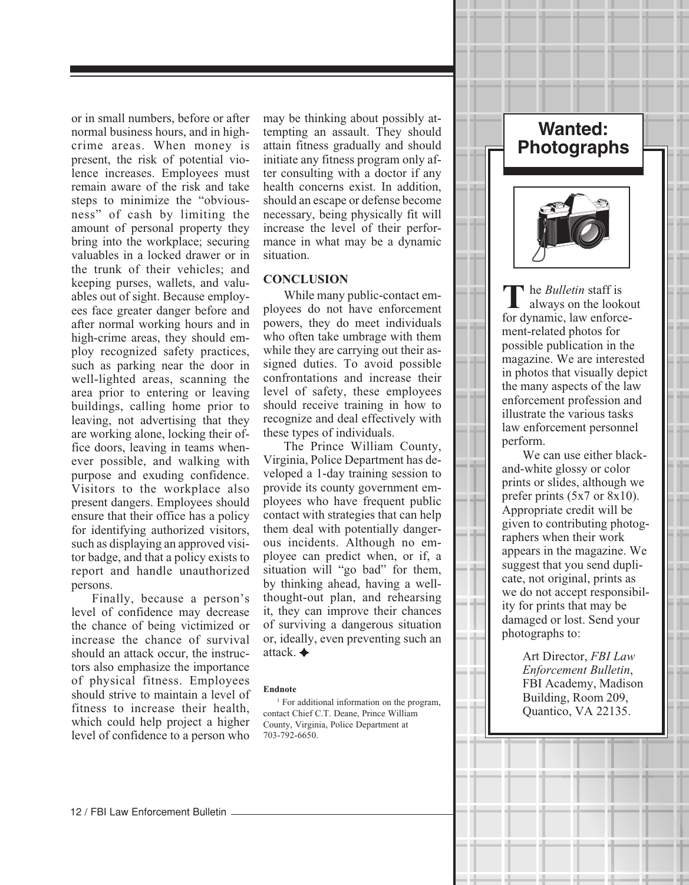or in small numbers, before or after normal business hours, and in high-crime areas. When money is present, the risk of potential violence increases. Employees must remain aware of the risk and take steps to minimize the "obviousness" of cash by limiting the amount of personal property they bring into the workplace; securing valuables in a locked drawer or in the trunk of their vehicles; and keeping purses, wallets, and valuables out of sight. Because employees face greater danger before and after normal working hours and in high-crime areas, they should employ recognized safety practices, such as parking near the door in well-lighted areas, scanning the area prior to entering or leaving buildings, calling home prior to leaving, not advertising that they are working alone, locking their office doors, leaving in teams whenever possible, and walking with purpose and exuding confidence. Visitors to the workplace also present dangers. Employees should ensure that their office has a policy for identifying authorized visitors, such as displaying an approved visitor badge, and that a policy exists to report and handle unauthorized persons.

Finally, because a person's level of confidence may decrease the chance of being victimized or increase the chance of survival should an attack occur, the instructors also emphasize the importance of physical fitness. Employees should strive to maintain a level of fitness to increase their health, which could help project a higher level of confidence to a person who may be thinking about possibly attempting an assault. They should attain fitness gradually and should initiate any fitness program only after consulting with a doctor if any health concerns exist. In addition, should an escape or defense become necessary, being physically fit will increase the level of their performance in what may be a dynamic situation.

## CONCLUSION

While many public-contact employees do not have enforcement powers, they do meet individuals who often take umbrage with them while they are carrying out their assigned duties. To avoid possible confrontations and increase their level of safety, these employees should receive training in how to recognize and deal effectively with these types of individuals.

The Prince William County, Virginia, Police Department has developed a 1-day training session to provide its county government employees who have frequent public contact with strategies that can help them deal with potentially dangerous incidents. Although no employee can predict when, or if, a situation will "go bad" for them, by thinking ahead, having a well-thought-out plan, and rehearsing it, they can improve their chances of surviving a dangerous situation or, ideally, even preventing such an attack. ✦

**Endnote**

[1] For additional information on the program, contact Chief C.T. Deane, Prince William County, Virginia, Police Department at 703-792-6650.

## Wanted: Photographs

The *Bulletin* staff is always on the lookout for dynamic, law enforcement-related photos for possible publication in the magazine. We are interested in photos that visually depict the many aspects of the law enforcement profession and illustrate the various tasks law enforcement personnel perform.

We can use either black-and-white glossy or color prints or slides, although we prefer prints (5x7 or 8x10). Appropriate credit will be given to contributing photographers when their work appears in the magazine. We suggest that you send duplicate, not original, prints as we do not accept responsibility for prints that may be damaged or lost. Send your photographs to:

Art Director, *FBI Law Enforcement Bulletin*, FBI Academy, Madison Building, Room 209, Quantico, VA 22135.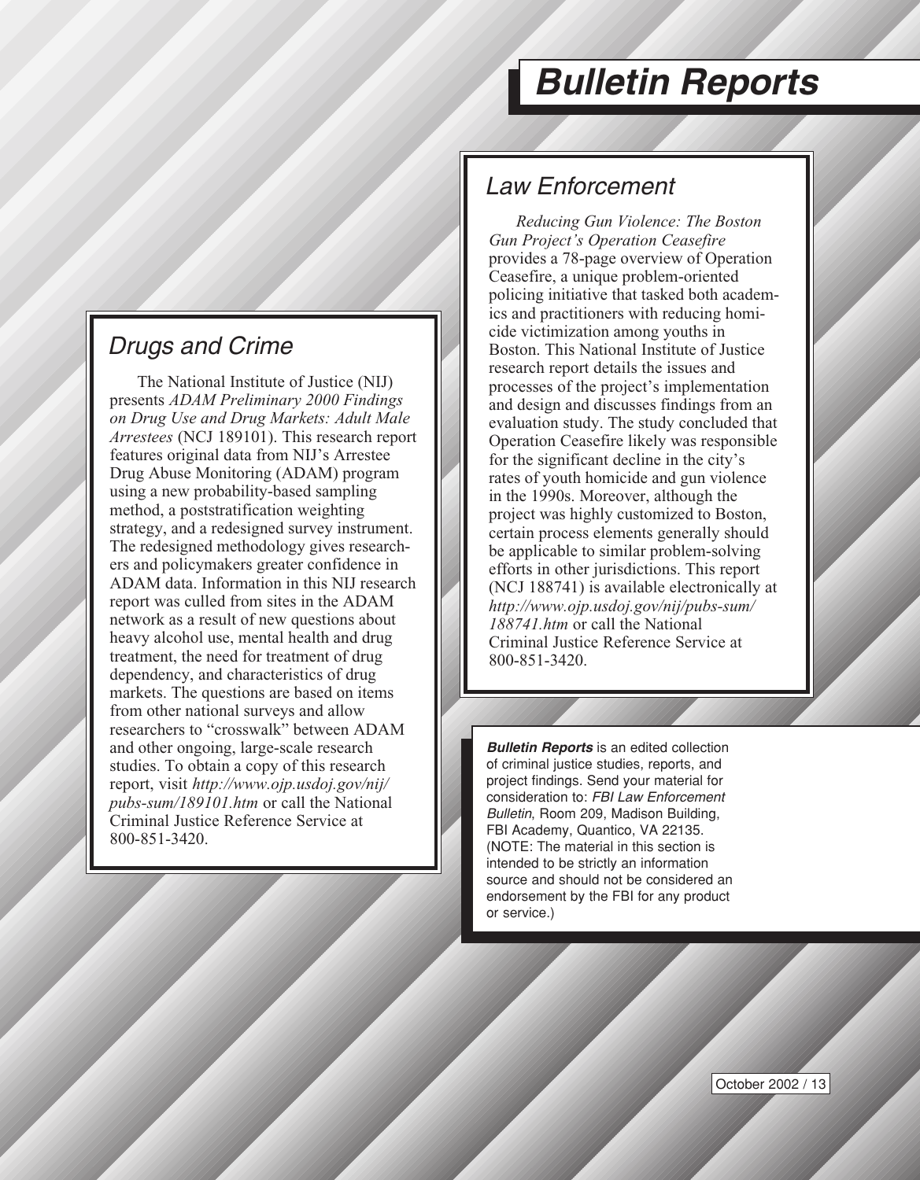# Bulletin Reports

## Drugs and Crime

The National Institute of Justice (NIJ) presents *ADAM Preliminary 2000 Findings on Drug Use and Drug Markets: Adult Male Arrestees* (NCJ 189101). This research report features original data from NIJ's Arrestee Drug Abuse Monitoring (ADAM) program using a new probability-based sampling method, a poststratification weighting strategy, and a redesigned survey instrument. The redesigned methodology gives researchers and policymakers greater confidence in ADAM data. Information in this NIJ research report was culled from sites in the ADAM network as a result of new questions about heavy alcohol use, mental health and drug treatment, the need for treatment of drug dependency, and characteristics of drug markets. The questions are based on items from other national surveys and allow researchers to "crosswalk" between ADAM and other ongoing, large-scale research studies. To obtain a copy of this research report, visit *http://www.ojp.usdoj.gov/nij/pubs-sum/189101.htm* or call the National Criminal Justice Reference Service at 800-851-3420.

## Law Enforcement

*Reducing Gun Violence: The Boston Gun Project's Operation Ceasefire* provides a 78-page overview of Operation Ceasefire, a unique problem-oriented policing initiative that tasked both academics and practitioners with reducing homicide victimization among youths in Boston. This National Institute of Justice research report details the issues and processes of the project's implementation and design and discusses findings from an evaluation study. The study concluded that Operation Ceasefire likely was responsible for the significant decline in the city's rates of youth homicide and gun violence in the 1990s. Moreover, although the project was highly customized to Boston, certain process elements generally should be applicable to similar problem-solving efforts in other jurisdictions. This report (NCJ 188741) is available electronically at *http://www.ojp.usdoj.gov/nij/pubs-sum/188741.htm* or call the National Criminal Justice Reference Service at 800-851-3420.

***Bulletin Reports*** is an edited collection of criminal justice studies, reports, and project findings. Send your material for consideration to: *FBI Law Enforcement Bulletin*, Room 209, Madison Building, FBI Academy, Quantico, VA 22135. (NOTE: The material in this section is intended to be strictly an information source and should not be considered an endorsement by the FBI for any product or service.)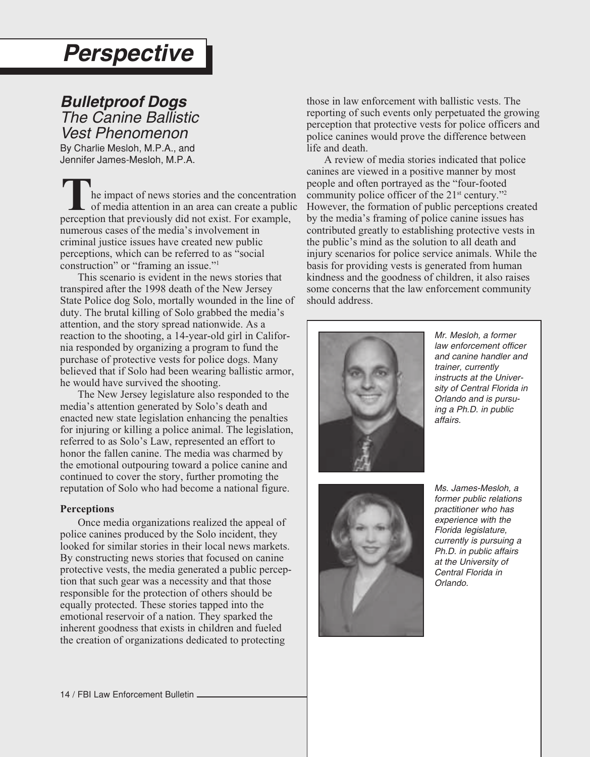# Perspective

## Bulletproof Dogs
### *The Canine Ballistic Vest Phenomenon*

By Charlie Mesloh, M.P.A., and Jennifer James-Mesloh, M.P.A.

The impact of news stories and the concentration of media attention in an area can create a public perception that previously did not exist. For example, numerous cases of the media's involvement in criminal justice issues have created new public perceptions, which can be referred to as "social construction" or "framing an issue."[1]

This scenario is evident in the news stories that transpired after the 1998 death of the New Jersey State Police dog Solo, mortally wounded in the line of duty. The brutal killing of Solo grabbed the media's attention, and the story spread nationwide. As a reaction to the shooting, a 14-year-old girl in California responded by organizing a program to fund the purchase of protective vests for police dogs. Many believed that if Solo had been wearing ballistic armor, he would have survived the shooting.

The New Jersey legislature also responded to the media's attention generated by Solo's death and enacted new state legislation enhancing the penalties for injuring or killing a police animal. The legislation, referred to as Solo's Law, represented an effort to honor the fallen canine. The media was charmed by the emotional outpouring toward a police canine and continued to cover the story, further promoting the reputation of Solo who had become a national figure.

**Perceptions**

Once media organizations realized the appeal of police canines produced by the Solo incident, they looked for similar stories in their local news markets. By constructing news stories that focused on canine protective vests, the media generated a public perception that such gear was a necessity and that those responsible for the protection of others should be equally protected. These stories tapped into the emotional reservoir of a nation. They sparked the inherent goodness that exists in children and fueled the creation of organizations dedicated to protecting those in law enforcement with ballistic vests. The reporting of such events only perpetuated the growing perception that protective vests for police officers and police canines would prove the difference between life and death.

A review of media stories indicated that police canines are viewed in a positive manner by most people and often portrayed as the "four-footed community police officer of the 21st century."[2] However, the formation of public perceptions created by the media's framing of police canine issues has contributed greatly to establishing protective vests in the public's mind as the solution to all death and injury scenarios for police service animals. While the basis for providing vests is generated from human kindness and the goodness of children, it also raises some concerns that the law enforcement community should address.

*Mr. Mesloh, a former law enforcement officer and canine handler and trainer, currently instructs at the University of Central Florida in Orlando and is pursuing a Ph.D. in public affairs.*

*Ms. James-Mesloh, a former public relations practitioner who has experience with the Florida legislature, currently is pursuing a Ph.D. in public affairs at the University of Central Florida in Orlando.*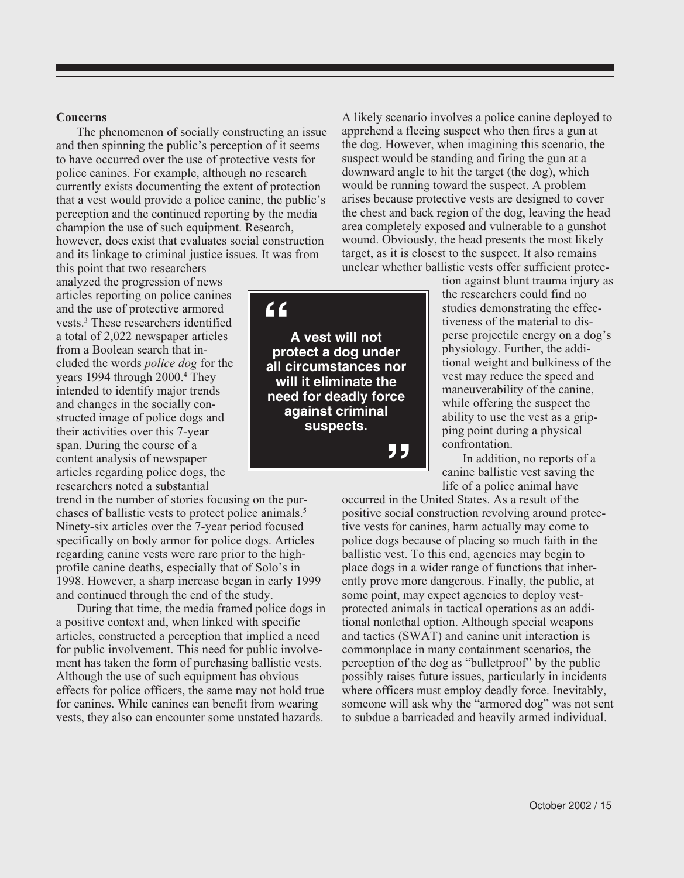### Concerns

The phenomenon of socially constructing an issue and then spinning the public's perception of it seems to have occurred over the use of protective vests for police canines. For example, although no research currently exists documenting the extent of protection that a vest would provide a police canine, the public's perception and the continued reporting by the media champion the use of such equipment. Research, however, does exist that evaluates social construction and its linkage to criminal justice issues. It was from this point that two researchers analyzed the progression of news articles reporting on police canines and the use of protective armored vests.[3] These researchers identified a total of 2,022 newspaper articles from a Boolean search that included the words *police dog* for the years 1994 through 2000.[4] They intended to identify major trends and changes in the socially constructed image of police dogs and their activities over this 7-year span. During the course of a content analysis of newspaper articles regarding police dogs, the researchers noted a substantial trend in the number of stories focusing on the purchases of ballistic vests to protect police animals.[5] Ninety-six articles over the 7-year period focused specifically on body armor for police dogs. Articles regarding canine vests were rare prior to the high-profile canine deaths, especially that of Solo's in 1998. However, a sharp increase began in early 1999 and continued through the end of the study.

During that time, the media framed police dogs in a positive context and, when linked with specific articles, constructed a perception that implied a need for public involvement. This need for public involvement has taken the form of purchasing ballistic vests. Although the use of such equipment has obvious effects for police officers, the same may not hold true for canines. While canines can benefit from wearing vests, they also can encounter some unstated hazards. A likely scenario involves a police canine deployed to apprehend a fleeing suspect who then fires a gun at the dog. However, when imagining this scenario, the suspect would be standing and firing the gun at a downward angle to hit the target (the dog), which would be running toward the suspect. A problem arises because protective vests are designed to cover the chest and back region of the dog, leaving the head area completely exposed and vulnerable to a gunshot wound. Obviously, the head presents the most likely target, as it is closest to the suspect. It also remains unclear whether ballistic vests offer sufficient protection against blunt trauma injury as the researchers could find no studies demonstrating the effectiveness of the material to disperse projectile energy on a dog's physiology. Further, the additional weight and bulkiness of the vest may reduce the speed and maneuverability of the canine, while offering the suspect the ability to use the vest as a gripping point during a physical confrontation.

> **"A vest will not protect a dog under all circumstances nor will it eliminate the need for deadly force against criminal suspects."**

In addition, no reports of a canine ballistic vest saving the life of a police animal have occurred in the United States. As a result of the positive social construction revolving around protective vests for canines, harm actually may come to police dogs because of placing so much faith in the ballistic vest. To this end, agencies may begin to place dogs in a wider range of functions that inherently prove more dangerous. Finally, the public, at some point, may expect agencies to deploy vest-protected animals in tactical operations as an additional nonlethal option. Although special weapons and tactics (SWAT) and canine unit interaction is commonplace in many containment scenarios, the perception of the dog as "bulletproof" by the public possibly raises future issues, particularly in incidents where officers must employ deadly force. Inevitably, someone will ask why the "armored dog" was not sent to subdue a barricaded and heavily armed individual.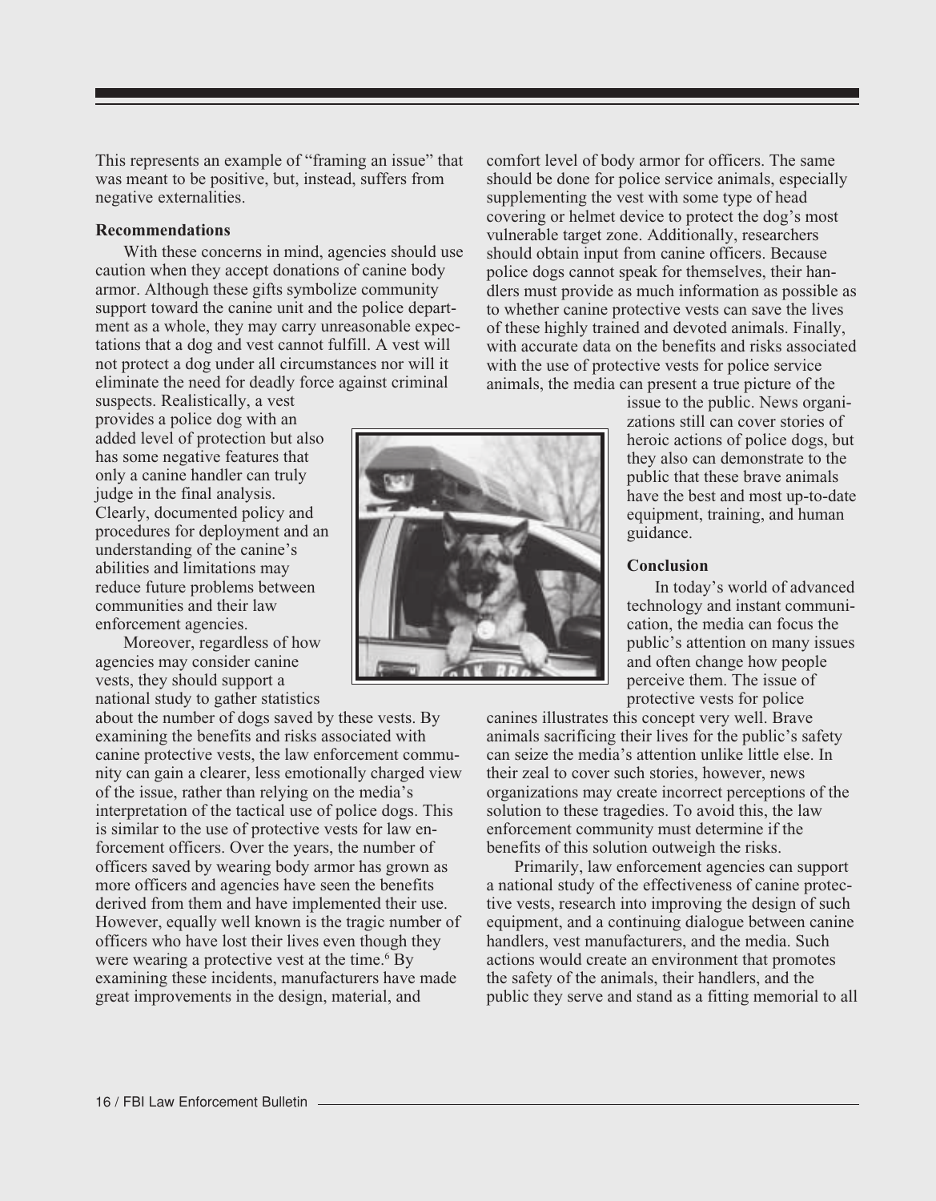This represents an example of "framing an issue" that was meant to be positive, but, instead, suffers from negative externalities.

**Recommendations**

With these concerns in mind, agencies should use caution when they accept donations of canine body armor. Although these gifts symbolize community support toward the canine unit and the police department as a whole, they may carry unreasonable expectations that a dog and vest cannot fulfill. A vest will not protect a dog under all circumstances nor will it eliminate the need for deadly force against criminal suspects. Realistically, a vest provides a police dog with an added level of protection but also has some negative features that only a canine handler can truly judge in the final analysis. Clearly, documented policy and procedures for deployment and an understanding of the canine's abilities and limitations may reduce future problems between communities and their law enforcement agencies.

Moreover, regardless of how agencies may consider canine vests, they should support a national study to gather statistics about the number of dogs saved by these vests. By examining the benefits and risks associated with canine protective vests, the law enforcement community can gain a clearer, less emotionally charged view of the issue, rather than relying on the media's interpretation of the tactical use of police dogs. This is similar to the use of protective vests for law enforcement officers. Over the years, the number of officers saved by wearing body armor has grown as more officers and agencies have seen the benefits derived from them and have implemented their use. However, equally well known is the tragic number of officers who have lost their lives even though they were wearing a protective vest at the time.[6] By examining these incidents, manufacturers have made great improvements in the design, material, and comfort level of body armor for officers. The same should be done for police service animals, especially supplementing the vest with some type of head covering or helmet device to protect the dog's most vulnerable target zone. Additionally, researchers should obtain input from canine officers. Because police dogs cannot speak for themselves, their handlers must provide as much information as possible as to whether canine protective vests can save the lives of these highly trained and devoted animals. Finally, with accurate data on the benefits and risks associated with the use of protective vests for police service animals, the media can present a true picture of the issue to the public. News organizations still can cover stories of heroic actions of police dogs, but they also can demonstrate to the public that these brave animals have the best and most up-to-date equipment, training, and human guidance.

**Conclusion**

In today's world of advanced technology and instant communication, the media can focus the public's attention on many issues and often change how people perceive them. The issue of protective vests for police canines illustrates this concept very well. Brave animals sacrificing their lives for the public's safety can seize the media's attention unlike little else. In their zeal to cover such stories, however, news organizations may create incorrect perceptions of the solution to these tragedies. To avoid this, the law enforcement community must determine if the benefits of this solution outweigh the risks.

Primarily, law enforcement agencies can support a national study of the effectiveness of canine protective vests, research into improving the design of such equipment, and a continuing dialogue between canine handlers, vest manufacturers, and the media. Such actions would create an environment that promotes the safety of the animals, their handlers, and the public they serve and stand as a fitting memorial to all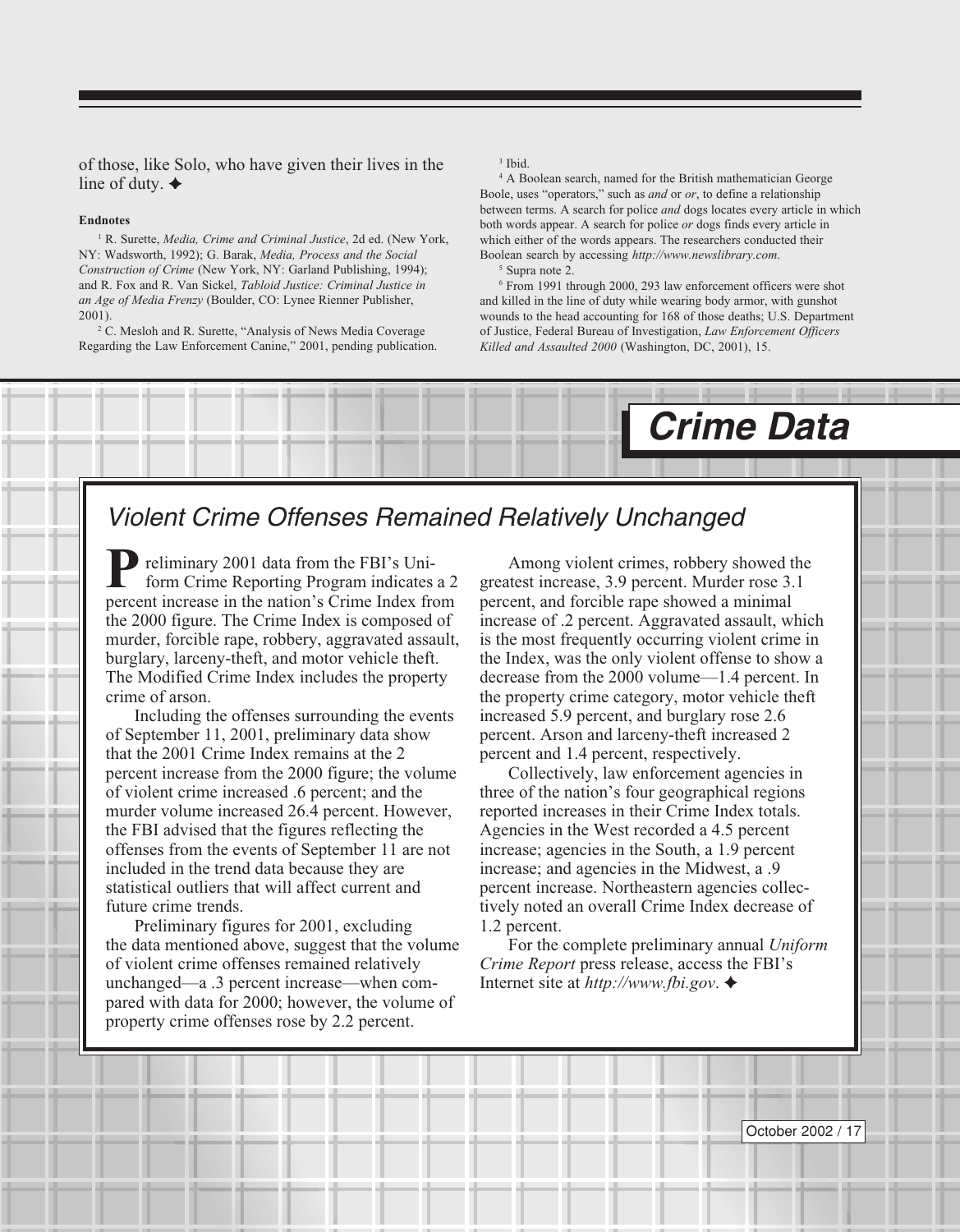of those, like Solo, who have given their lives in the line of duty. ✦

#### Endnotes

[1] R. Surette, *Media, Crime and Criminal Justice*, 2d ed. (New York, NY: Wadsworth, 1992); G. Barak, *Media, Process and the Social Construction of Crime* (New York, NY: Garland Publishing, 1994); and R. Fox and R. Van Sickel, *Tabloid Justice: Criminal Justice in an Age of Media Frenzy* (Boulder, CO: Lynee Rienner Publisher, 2001).

[2] C. Mesloh and R. Surette, "Analysis of News Media Coverage Regarding the Law Enforcement Canine," 2001, pending publication.

[3] Ibid.

[4] A Boolean search, named for the British mathematician George Boole, uses "operators," such as *and* or *or*, to define a relationship between terms. A search for police *and* dogs locates every article in which both words appear. A search for police *or* dogs finds every article in which either of the words appears. The researchers conducted their Boolean search by accessing *http://www.newslibrary.com*.

[5] Supra note 2.

[6] From 1991 through 2000, 293 law enforcement officers were shot and killed in the line of duty while wearing body armor, with gunshot wounds to the head accounting for 168 of those deaths; U.S. Department of Justice, Federal Bureau of Investigation, *Law Enforcement Officers Killed and Assaulted 2000* (Washington, DC, 2001), 15.

# Crime Data

## *Violent Crime Offenses Remained Relatively Unchanged*

Preliminary 2001 data from the FBI's Uniform Crime Reporting Program indicates a 2 percent increase in the nation's Crime Index from the 2000 figure. The Crime Index is composed of murder, forcible rape, robbery, aggravated assault, burglary, larceny-theft, and motor vehicle theft. The Modified Crime Index includes the property crime of arson.

Including the offenses surrounding the events of September 11, 2001, preliminary data show that the 2001 Crime Index remains at the 2 percent increase from the 2000 figure; the volume of violent crime increased .6 percent; and the murder volume increased 26.4 percent. However, the FBI advised that the figures reflecting the offenses from the events of September 11 are not included in the trend data because they are statistical outliers that will affect current and future crime trends.

Preliminary figures for 2001, excluding the data mentioned above, suggest that the volume of violent crime offenses remained relatively unchanged—a .3 percent increase—when compared with data for 2000; however, the volume of property crime offenses rose by 2.2 percent.

Among violent crimes, robbery showed the greatest increase, 3.9 percent. Murder rose 3.1 percent, and forcible rape showed a minimal increase of .2 percent. Aggravated assault, which is the most frequently occurring violent crime in the Index, was the only violent offense to show a decrease from the 2000 volume—1.4 percent. In the property crime category, motor vehicle theft increased 5.9 percent, and burglary rose 2.6 percent. Arson and larceny-theft increased 2 percent and 1.4 percent, respectively.

Collectively, law enforcement agencies in three of the nation's four geographical regions reported increases in their Crime Index totals. Agencies in the West recorded a 4.5 percent increase; agencies in the South, a 1.9 percent increase; and agencies in the Midwest, a .9 percent increase. Northeastern agencies collectively noted an overall Crime Index decrease of 1.2 percent.

For the complete preliminary annual *Uniform Crime Report* press release, access the FBI's Internet site at *http://www.fbi.gov*. ✦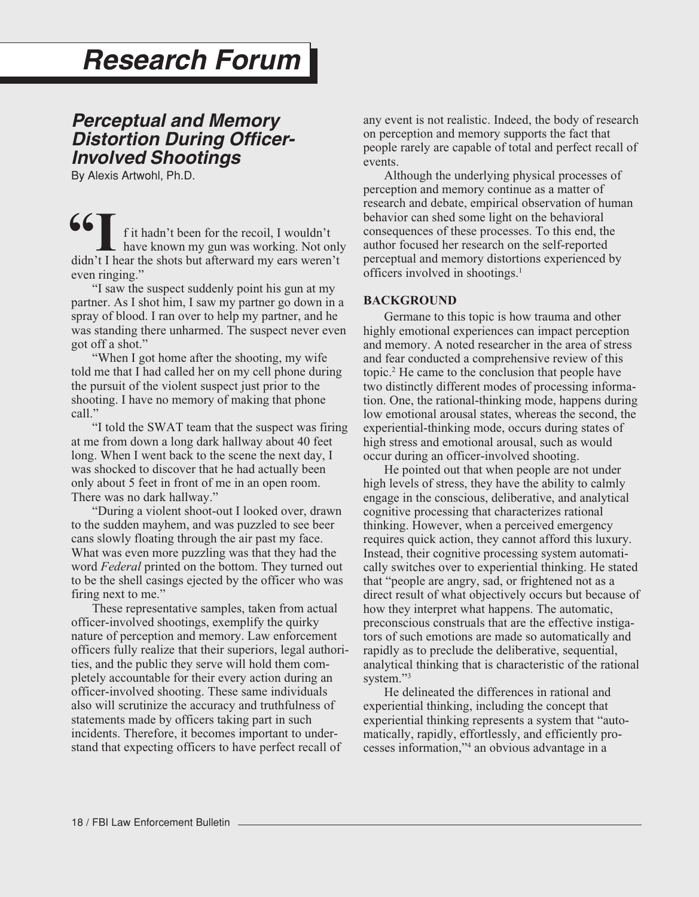# Research Forum

## Perceptual and Memory Distortion During Officer-Involved Shootings

By Alexis Artwohl, Ph.D.

"If it hadn't been for the recoil, I wouldn't have known my gun was working. Not only didn't I hear the shots but afterward my ears weren't even ringing."

"I saw the suspect suddenly point his gun at my partner. As I shot him, I saw my partner go down in a spray of blood. I ran over to help my partner, and he was standing there unharmed. The suspect never even got off a shot."

"When I got home after the shooting, my wife told me that I had called her on my cell phone during the pursuit of the violent suspect just prior to the shooting. I have no memory of making that phone call."

"I told the SWAT team that the suspect was firing at me from down a long dark hallway about 40 feet long. When I went back to the scene the next day, I was shocked to discover that he had actually been only about 5 feet in front of me in an open room. There was no dark hallway."

"During a violent shoot-out I looked over, drawn to the sudden mayhem, and was puzzled to see beer cans slowly floating through the air past my face. What was even more puzzling was that they had the word *Federal* printed on the bottom. They turned out to be the shell casings ejected by the officer who was firing next to me."

These representative samples, taken from actual officer-involved shootings, exemplify the quirky nature of perception and memory. Law enforcement officers fully realize that their superiors, legal authorities, and the public they serve will hold them completely accountable for their every action during an officer-involved shooting. These same individuals also will scrutinize the accuracy and truthfulness of statements made by officers taking part in such incidents. Therefore, it becomes important to understand that expecting officers to have perfect recall of any event is not realistic. Indeed, the body of research on perception and memory supports the fact that people rarely are capable of total and perfect recall of events.

Although the underlying physical processes of perception and memory continue as a matter of research and debate, empirical observation of human behavior can shed some light on the behavioral consequences of these processes. To this end, the author focused her research on the self-reported perceptual and memory distortions experienced by officers involved in shootings.[1]

### BACKGROUND

Germane to this topic is how trauma and other highly emotional experiences can impact perception and memory. A noted researcher in the area of stress and fear conducted a comprehensive review of this topic.[2] He came to the conclusion that people have two distinctly different modes of processing information. One, the rational-thinking mode, happens during low emotional arousal states, whereas the second, the experiential-thinking mode, occurs during states of high stress and emotional arousal, such as would occur during an officer-involved shooting.

He pointed out that when people are not under high levels of stress, they have the ability to calmly engage in the conscious, deliberative, and analytical cognitive processing that characterizes rational thinking. However, when a perceived emergency requires quick action, they cannot afford this luxury. Instead, their cognitive processing system automatically switches over to experiential thinking. He stated that "people are angry, sad, or frightened not as a direct result of what objectively occurs but because of how they interpret what happens. The automatic, preconscious construals that are the effective instigators of such emotions are made so automatically and rapidly as to preclude the deliberative, sequential, analytical thinking that is characteristic of the rational system."[3]

He delineated the differences in rational and experiential thinking, including the concept that experiential thinking represents a system that "automatically, rapidly, effortlessly, and efficiently processes information,"[4] an obvious advantage in a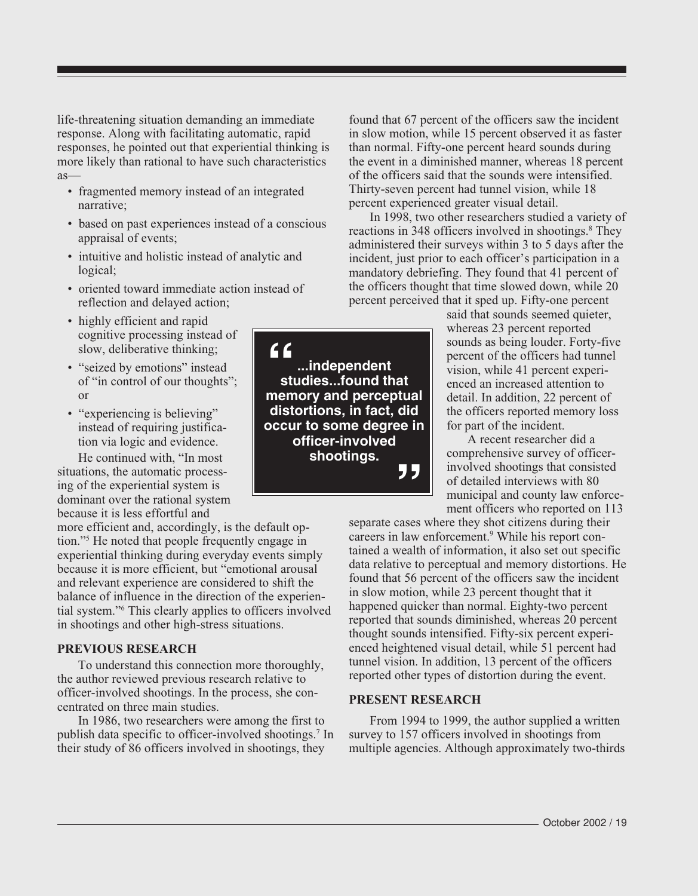life-threatening situation demanding an immediate response. Along with facilitating automatic, rapid responses, he pointed out that experiential thinking is more likely than rational to have such characteristics as—

- fragmented memory instead of an integrated narrative;
- based on past experiences instead of a conscious appraisal of events;
- intuitive and holistic instead of analytic and logical;
- oriented toward immediate action instead of reflection and delayed action;
- highly efficient and rapid cognitive processing instead of slow, deliberative thinking;
- "seized by emotions" instead of "in control of our thoughts"; or
- "experiencing is believing" instead of requiring justification via logic and evidence.

He continued with, "In most situations, the automatic processing of the experiential system is dominant over the rational system because it is less effortful and more efficient and, accordingly, is the default option."[5] He noted that people frequently engage in experiential thinking during everyday events simply because it is more efficient, but "emotional arousal and relevant experience are considered to shift the balance of influence in the direction of the experiential system."[6] This clearly applies to officers involved in shootings and other high-stress situations.

> **"...independent studies...found that memory and perceptual distortions, in fact, did occur to some degree in officer-involved shootings."**

## PREVIOUS RESEARCH

To understand this connection more thoroughly, the author reviewed previous research relative to officer-involved shootings. In the process, she concentrated on three main studies.

In 1986, two researchers were among the first to publish data specific to officer-involved shootings.[7] In their study of 86 officers involved in shootings, they found that 67 percent of the officers saw the incident in slow motion, while 15 percent observed it as faster than normal. Fifty-one percent heard sounds during the event in a diminished manner, whereas 18 percent of the officers said that the sounds were intensified. Thirty-seven percent had tunnel vision, while 18 percent experienced greater visual detail.

In 1998, two other researchers studied a variety of reactions in 348 officers involved in shootings.[8] They administered their surveys within 3 to 5 days after the incident, just prior to each officer's participation in a mandatory debriefing. They found that 41 percent of the officers thought that time slowed down, while 20 percent perceived that it sped up. Fifty-one percent said that sounds seemed quieter, whereas 23 percent reported sounds as being louder. Forty-five percent of the officers had tunnel vision, while 41 percent experienced an increased attention to detail. In addition, 22 percent of the officers reported memory loss for part of the incident.

A recent researcher did a comprehensive survey of officer-involved shootings that consisted of detailed interviews with 80 municipal and county law enforcement officers who reported on 113 separate cases where they shot citizens during their careers in law enforcement.[9] While his report contained a wealth of information, it also set out specific data relative to perceptual and memory distortions. He found that 56 percent of the officers saw the incident in slow motion, while 23 percent thought that it happened quicker than normal. Eighty-two percent reported that sounds diminished, whereas 20 percent thought sounds intensified. Fifty-six percent experienced heightened visual detail, while 51 percent had tunnel vision. In addition, 13 percent of the officers reported other types of distortion during the event.

## PRESENT RESEARCH

From 1994 to 1999, the author supplied a written survey to 157 officers involved in shootings from multiple agencies. Although approximately two-thirds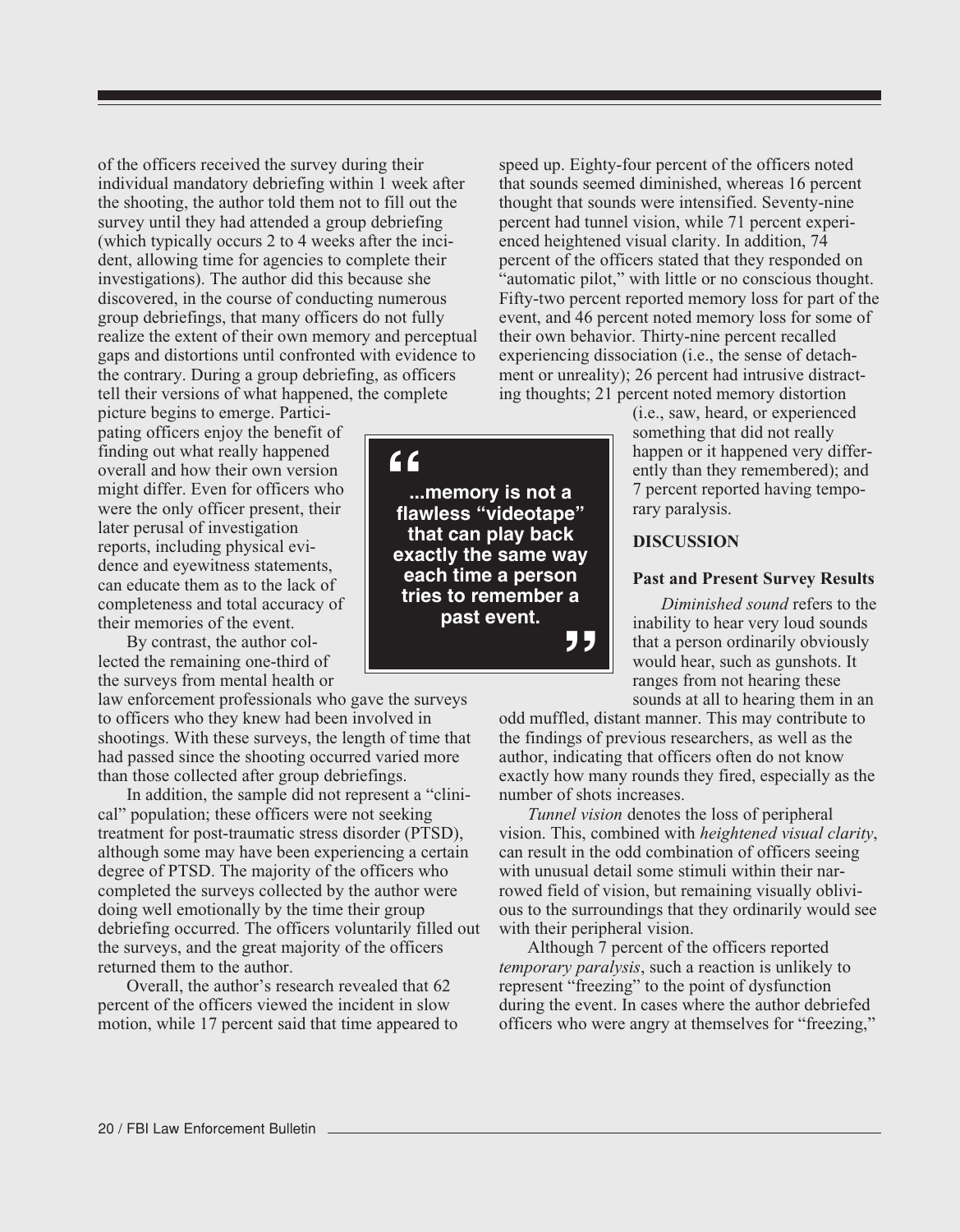of the officers received the survey during their individual mandatory debriefing within 1 week after the shooting, the author told them not to fill out the survey until they had attended a group debriefing (which typically occurs 2 to 4 weeks after the incident, allowing time for agencies to complete their investigations). The author did this because she discovered, in the course of conducting numerous group debriefings, that many officers do not fully realize the extent of their own memory and perceptual gaps and distortions until confronted with evidence to the contrary. During a group debriefing, as officers tell their versions of what happened, the complete picture begins to emerge. Participating officers enjoy the benefit of finding out what really happened overall and how their own version might differ. Even for officers who were the only officer present, their later perusal of investigation reports, including physical evidence and eyewitness statements, can educate them as to the lack of completeness and total accuracy of their memories of the event.

By contrast, the author collected the remaining one-third of the surveys from mental health or law enforcement professionals who gave the surveys to officers who they knew had been involved in shootings. With these surveys, the length of time that had passed since the shooting occurred varied more than those collected after group debriefings.

In addition, the sample did not represent a "clinical" population; these officers were not seeking treatment for post-traumatic stress disorder (PTSD), although some may have been experiencing a certain degree of PTSD. The majority of the officers who completed the surveys collected by the author were doing well emotionally by the time their group debriefing occurred. The officers voluntarily filled out the surveys, and the great majority of the officers returned them to the author.

Overall, the author's research revealed that 62 percent of the officers viewed the incident in slow motion, while 17 percent said that time appeared to speed up. Eighty-four percent of the officers noted that sounds seemed diminished, whereas 16 percent thought that sounds were intensified. Seventy-nine percent had tunnel vision, while 71 percent experienced heightened visual clarity. In addition, 74 percent of the officers stated that they responded on "automatic pilot," with little or no conscious thought. Fifty-two percent reported memory loss for part of the event, and 46 percent noted memory loss for some of their own behavior. Thirty-nine percent recalled experiencing dissociation (i.e., the sense of detachment or unreality); 26 percent had intrusive distracting thoughts; 21 percent noted memory distortion (i.e., saw, heard, or experienced something that did not really happen or it happened very differently than they remembered); and 7 percent reported having temporary paralysis.

> ...memory is not a flawless "videotape" that can play back exactly the same way each time a person tries to remember a past event.

## DISCUSSION

### Past and Present Survey Results

*Diminished sound* refers to the inability to hear very loud sounds that a person ordinarily obviously would hear, such as gunshots. It ranges from not hearing these sounds at all to hearing them in an odd muffled, distant manner. This may contribute to the findings of previous researchers, as well as the author, indicating that officers often do not know exactly how many rounds they fired, especially as the number of shots increases.

*Tunnel vision* denotes the loss of peripheral vision. This, combined with *heightened visual clarity*, can result in the odd combination of officers seeing with unusual detail some stimuli within their narrowed field of vision, but remaining visually oblivious to the surroundings that they ordinarily would see with their peripheral vision.

Although 7 percent of the officers reported *temporary paralysis*, such a reaction is unlikely to represent "freezing" to the point of dysfunction during the event. In cases where the author debriefed officers who were angry at themselves for "freezing,"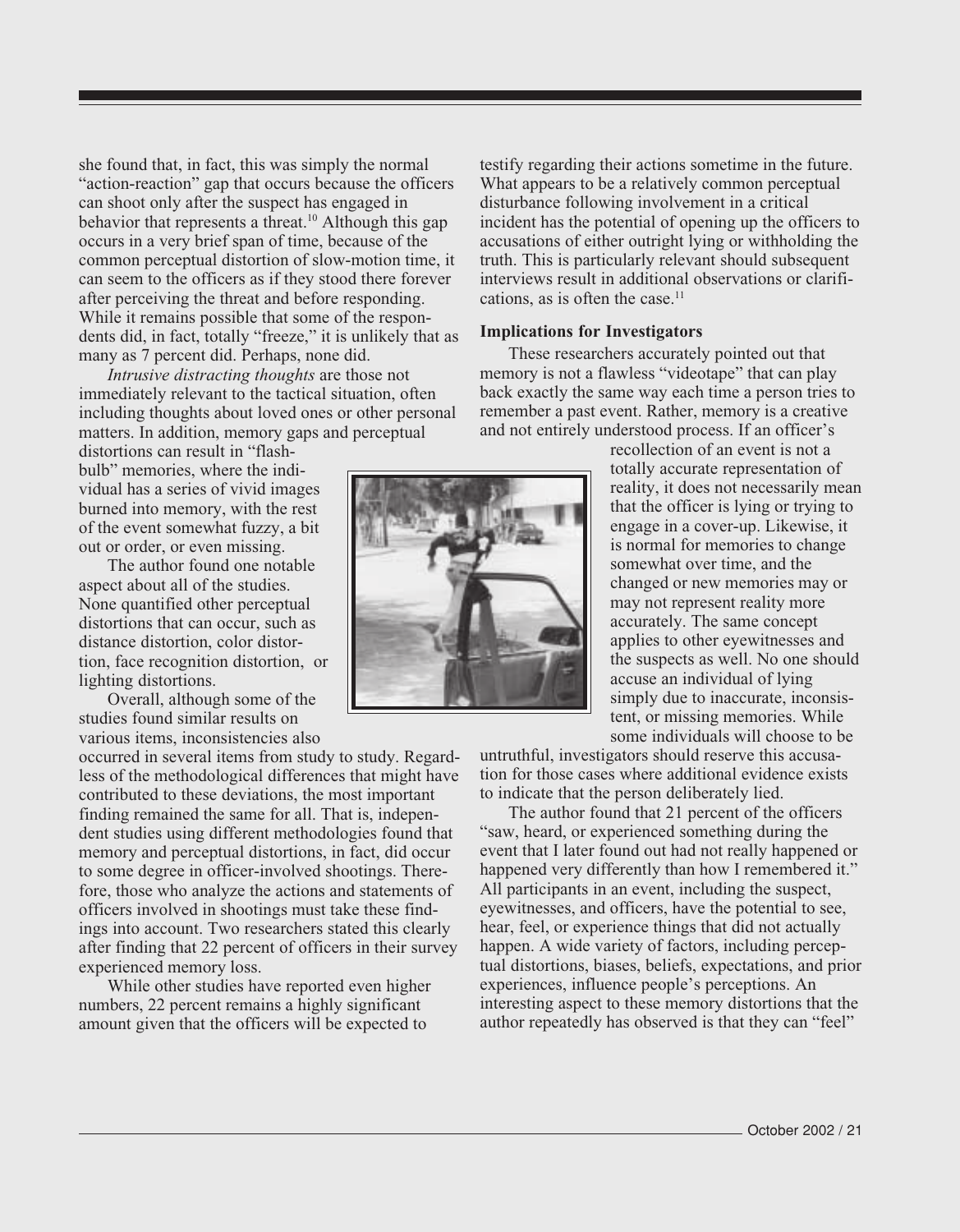she found that, in fact, this was simply the normal "action-reaction" gap that occurs because the officers can shoot only after the suspect has engaged in behavior that represents a threat.[10] Although this gap occurs in a very brief span of time, because of the common perceptual distortion of slow-motion time, it can seem to the officers as if they stood there forever after perceiving the threat and before responding. While it remains possible that some of the respondents did, in fact, totally "freeze," it is unlikely that as many as 7 percent did. Perhaps, none did.

*Intrusive distracting thoughts* are those not immediately relevant to the tactical situation, often including thoughts about loved ones or other personal matters. In addition, memory gaps and perceptual distortions can result in "flashbulb" memories, where the individual has a series of vivid images burned into memory, with the rest of the event somewhat fuzzy, a bit out or order, or even missing.

The author found one notable aspect about all of the studies. None quantified other perceptual distortions that can occur, such as distance distortion, color distortion, face recognition distortion, or lighting distortions.

Overall, although some of the studies found similar results on various items, inconsistencies also occurred in several items from study to study. Regardless of the methodological differences that might have contributed to these deviations, the most important finding remained the same for all. That is, independent studies using different methodologies found that memory and perceptual distortions, in fact, did occur to some degree in officer-involved shootings. Therefore, those who analyze the actions and statements of officers involved in shootings must take these findings into account. Two researchers stated this clearly after finding that 22 percent of officers in their survey experienced memory loss.

While other studies have reported even higher numbers, 22 percent remains a highly significant amount given that the officers will be expected to testify regarding their actions sometime in the future. What appears to be a relatively common perceptual disturbance following involvement in a critical incident has the potential of opening up the officers to accusations of either outright lying or withholding the truth. This is particularly relevant should subsequent interviews result in additional observations or clarifications, as is often the case.[11]

**Implications for Investigators**

These researchers accurately pointed out that memory is not a flawless "videotape" that can play back exactly the same way each time a person tries to remember a past event. Rather, memory is a creative and not entirely understood process. If an officer's recollection of an event is not a totally accurate representation of reality, it does not necessarily mean that the officer is lying or trying to engage in a cover-up. Likewise, it is normal for memories to change somewhat over time, and the changed or new memories may or may not represent reality more accurately. The same concept applies to other eyewitnesses and the suspects as well. No one should accuse an individual of lying simply due to inaccurate, inconsistent, or missing memories. While some individuals will choose to be untruthful, investigators should reserve this accusation for those cases where additional evidence exists to indicate that the person deliberately lied.

The author found that 21 percent of the officers "saw, heard, or experienced something during the event that I later found out had not really happened or happened very differently than how I remembered it." All participants in an event, including the suspect, eyewitnesses, and officers, have the potential to see, hear, feel, or experience things that did not actually happen. A wide variety of factors, including perceptual distortions, biases, beliefs, expectations, and prior experiences, influence people's perceptions. An interesting aspect to these memory distortions that the author repeatedly has observed is that they can "feel"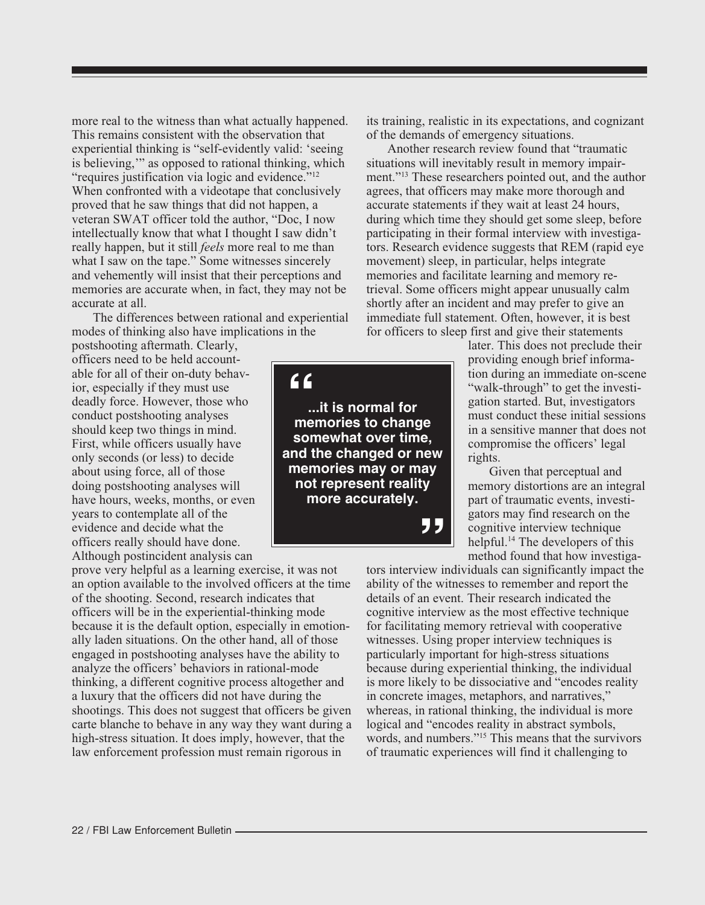more real to the witness than what actually happened. This remains consistent with the observation that experiential thinking is "self-evidently valid: 'seeing is believing,'" as opposed to rational thinking, which "requires justification via logic and evidence."[12] When confronted with a videotape that conclusively proved that he saw things that did not happen, a veteran SWAT officer told the author, "Doc, I now intellectually know that what I thought I saw didn't really happen, but it still *feels* more real to me than what I saw on the tape." Some witnesses sincerely and vehemently will insist that their perceptions and memories are accurate when, in fact, they may not be accurate at all.

The differences between rational and experiential modes of thinking also have implications in the postshooting aftermath. Clearly, officers need to be held accountable for all of their on-duty behavior, especially if they must use deadly force. However, those who conduct postshooting analyses should keep two things in mind. First, while officers usually have only seconds (or less) to decide about using force, all of those doing postshooting analyses will have hours, weeks, months, or even years to contemplate all of the evidence and decide what the officers really should have done. Although postincident analysis can prove very helpful as a learning exercise, it was not an option available to the involved officers at the time of the shooting. Second, research indicates that officers will be in the experiential-thinking mode because it is the default option, especially in emotionally laden situations. On the other hand, all of those engaged in postshooting analyses have the ability to analyze the officers' behaviors in rational-mode thinking, a different cognitive process altogether and a luxury that the officers did not have during the shootings. This does not suggest that officers be given carte blanche to behave in any way they want during a high-stress situation. It does imply, however, that the law enforcement profession must remain rigorous in its training, realistic in its expectations, and cognizant of the demands of emergency situations.

> **"...it is normal for memories to change somewhat over time, and the changed or new memories may or may not represent reality more accurately."**

Another research review found that "traumatic situations will inevitably result in memory impairment."[13] These researchers pointed out, and the author agrees, that officers may make more thorough and accurate statements if they wait at least 24 hours, during which time they should get some sleep, before participating in their formal interview with investigators. Research evidence suggests that REM (rapid eye movement) sleep, in particular, helps integrate memories and facilitate learning and memory retrieval. Some officers might appear unusually calm shortly after an incident and may prefer to give an immediate full statement. Often, however, it is best for officers to sleep first and give their statements later. This does not preclude their providing enough brief information during an immediate on-scene "walk-through" to get the investigation started. But, investigators must conduct these initial sessions in a sensitive manner that does not compromise the officers' legal rights.

Given that perceptual and memory distortions are an integral part of traumatic events, investigators may find research on the cognitive interview technique helpful.[14] The developers of this method found that how investigators interview individuals can significantly impact the ability of the witnesses to remember and report the details of an event. Their research indicated the cognitive interview as the most effective technique for facilitating memory retrieval with cooperative witnesses. Using proper interview techniques is particularly important for high-stress situations because during experiential thinking, the individual is more likely to be dissociative and "encodes reality in concrete images, metaphors, and narratives," whereas, in rational thinking, the individual is more logical and "encodes reality in abstract symbols, words, and numbers."[15] This means that the survivors of traumatic experiences will find it challenging to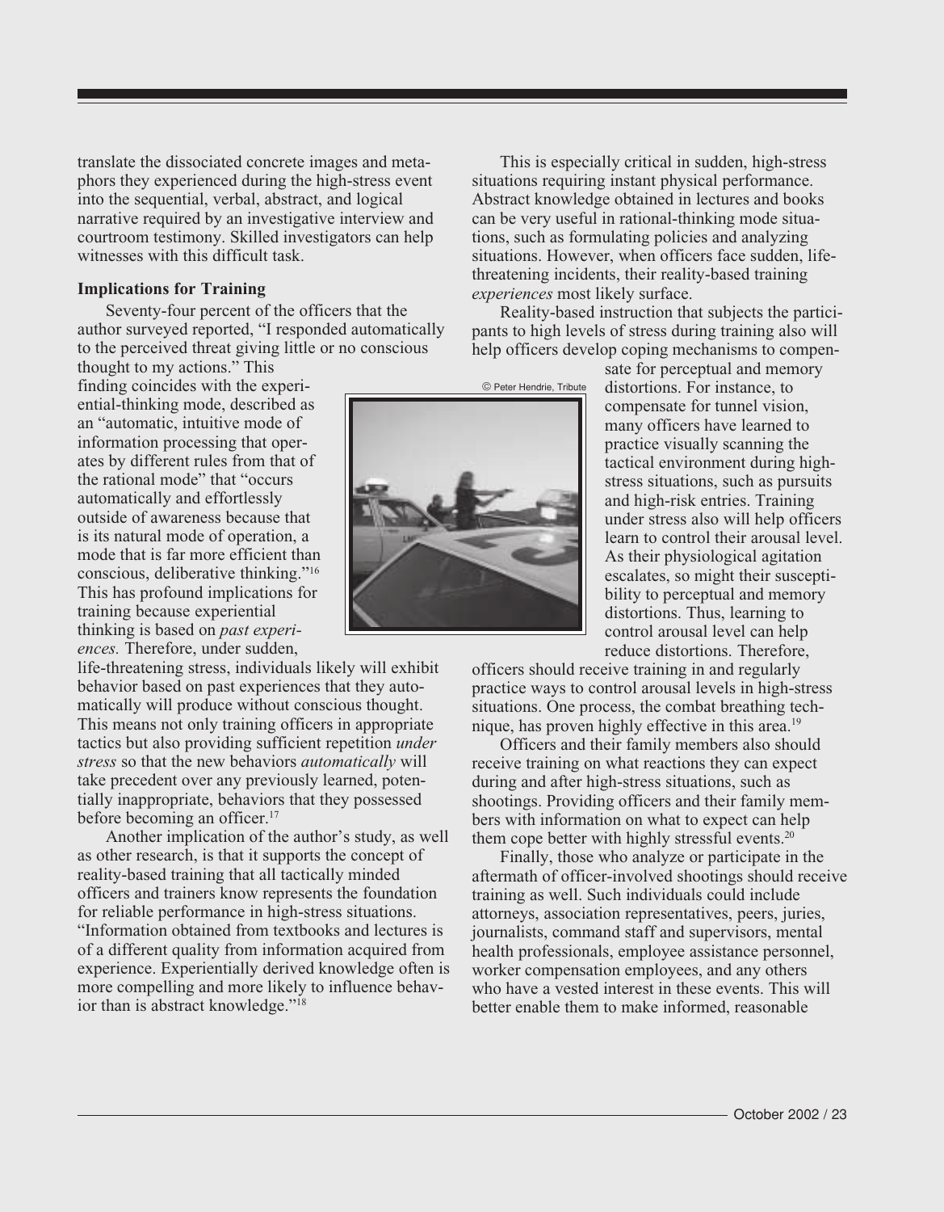translate the dissociated concrete images and metaphors they experienced during the high-stress event into the sequential, verbal, abstract, and logical narrative required by an investigative interview and courtroom testimony. Skilled investigators can help witnesses with this difficult task.

**Implications for Training**

Seventy-four percent of the officers that the author surveyed reported, "I responded automatically to the perceived threat giving little or no conscious thought to my actions." This finding coincides with the experiential-thinking mode, described as an "automatic, intuitive mode of information processing that operates by different rules from that of the rational mode" that "occurs automatically and effortlessly outside of awareness because that is its natural mode of operation, a mode that is far more efficient than conscious, deliberative thinking."[16] This has profound implications for training because experiential thinking is based on *past experiences.* Therefore, under sudden, life-threatening stress, individuals likely will exhibit behavior based on past experiences that they automatically will produce without conscious thought. This means not only training officers in appropriate tactics but also providing sufficient repetition *under stress* so that the new behaviors *automatically* will take precedent over any previously learned, potentially inappropriate, behaviors that they possessed before becoming an officer.[17]

Another implication of the author's study, as well as other research, is that it supports the concept of reality-based training that all tactically minded officers and trainers know represents the foundation for reliable performance in high-stress situations. "Information obtained from textbooks and lectures is of a different quality from information acquired from experience. Experientially derived knowledge often is more compelling and more likely to influence behavior than is abstract knowledge."[18]

This is especially critical in sudden, high-stress situations requiring instant physical performance. Abstract knowledge obtained in lectures and books can be very useful in rational-thinking mode situations, such as formulating policies and analyzing situations. However, when officers face sudden, life-threatening incidents, their reality-based training *experiences* most likely surface.

Reality-based instruction that subjects the participants to high levels of stress during training also will help officers develop coping mechanisms to compensate for perceptual and memory distortions. For instance, to compensate for tunnel vision, many officers have learned to practice visually scanning the tactical environment during high-stress situations, such as pursuits and high-risk entries. Training under stress also will help officers learn to control their arousal level. As their physiological agitation escalates, so might their susceptibility to perceptual and memory distortions. Thus, learning to control arousal level can help reduce distortions. Therefore, officers should receive training in and regularly practice ways to control arousal levels in high-stress situations. One process, the combat breathing technique, has proven highly effective in this area.[19]

Officers and their family members also should receive training on what reactions they can expect during and after high-stress situations, such as shootings. Providing officers and their family members with information on what to expect can help them cope better with highly stressful events.[20]

Finally, those who analyze or participate in the aftermath of officer-involved shootings should receive training as well. Such individuals could include attorneys, association representatives, peers, juries, journalists, command staff and supervisors, mental health professionals, employee assistance personnel, worker compensation employees, and any others who have a vested interest in these events. This will better enable them to make informed, reasonable

© Peter Hendrie, Tribute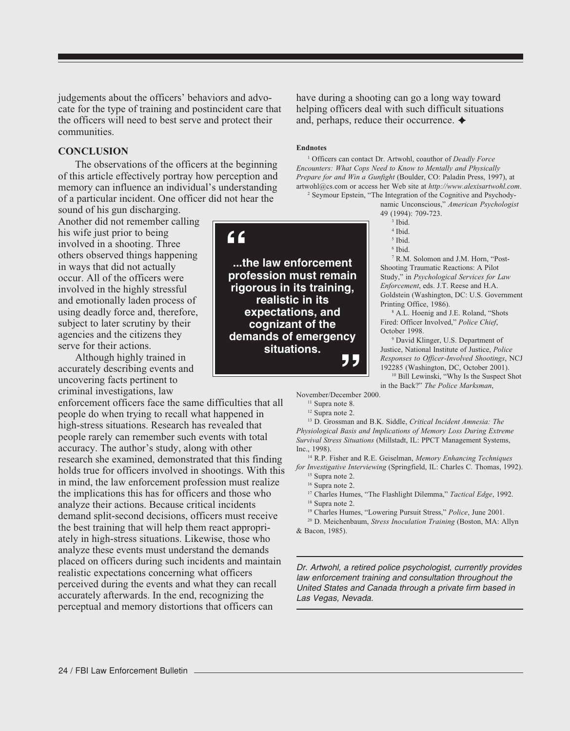judgements about the officers' behaviors and advocate for the type of training and postincident care that the officers will need to best serve and protect their communities.

## CONCLUSION

The observations of the officers at the beginning of this article effectively portray how perception and memory can influence an individual's understanding of a particular incident. One officer did not hear the sound of his gun discharging. Another did not remember calling his wife just prior to being involved in a shooting. Three others observed things happening in ways that did not actually occur. All of the officers were involved in the highly stressful and emotionally laden process of using deadly force and, therefore, subject to later scrutiny by their agencies and the citizens they serve for their actions.

> "...the law enforcement profession must remain rigorous in its training, realistic in its expectations, and cognizant of the demands of emergency situations."

Although highly trained in accurately describing events and uncovering facts pertinent to criminal investigations, law enforcement officers face the same difficulties that all people do when trying to recall what happened in high-stress situations. Research has revealed that people rarely can remember such events with total accuracy. The author's study, along with other research she examined, demonstrated that this finding holds true for officers involved in shootings. With this in mind, the law enforcement profession must realize the implications this has for officers and those who analyze their actions. Because critical incidents demand split-second decisions, officers must receive the best training that will help them react appropriately in high-stress situations. Likewise, those who analyze these events must understand the demands placed on officers during such incidents and maintain realistic expectations concerning what officers perceived during the events and what they can recall accurately afterwards. In the end, recognizing the perceptual and memory distortions that officers can have during a shooting can go a long way toward helping officers deal with such difficult situations and, perhaps, reduce their occurrence. ✦

**Endnotes**

[1] Officers can contact Dr. Artwohl, coauthor of *Deadly Force Encounters: What Cops Need to Know to Mentally and Physically Prepare for and Win a Gunfight* (Boulder, CO: Paladin Press, 1997), at artwohl@cs.com or access her Web site at *http://www.alexisartwohl.com*.

[2] Seymour Epstein, "The Integration of the Cognitive and Psychodynamic Unconscious," *American Psychologist* 49 (1994): 709-723.

[3] Ibid.

[4] Ibid.

[5] Ibid.

[6] Ibid.

[7] R.M. Solomon and J.M. Horn, "Post-Shooting Traumatic Reactions: A Pilot Study," in *Psychological Services for Law Enforcement*, eds. J.T. Reese and H.A. Goldstein (Washington, DC: U.S. Government Printing Office, 1986).

[8] A.L. Hoenig and J.E. Roland, "Shots Fired: Officer Involved," *Police Chief*, October 1998.

[9] David Klinger, U.S. Department of Justice, National Institute of Justice, *Police Responses to Officer-Involved Shootings*, NCJ 192285 (Washington, DC, October 2001).

[10] Bill Lewinski, "Why Is the Suspect Shot in the Back?" *The Police Marksman*, November/December 2000.

[11] Supra note 8.

[12] Supra note 2.

[13] D. Grossman and B.K. Siddle, *Critical Incident Amnesia: The Physiological Basis and Implications of Memory Loss During Extreme Survival Stress Situations* (Millstadt, IL: PPCT Management Systems, Inc., 1998).

[14] R.P. Fisher and R.E. Geiselman, *Memory Enhancing Techniques for Investigative Interviewing* (Springfield, IL: Charles C. Thomas, 1992).

[15] Supra note 2.

[16] Supra note 2.

[17] Charles Humes, "The Flashlight Dilemma," *Tactical Edge*, 1992.

[18] Supra note 2.

[19] Charles Humes, "Lowering Pursuit Stress," *Police*, June 2001.

[20] D. Meichenbaum, *Stress Inoculation Training* (Boston, MA: Allyn & Bacon, 1985).

---

*Dr. Artwohl, a retired police psychologist, currently provides law enforcement training and consultation throughout the United States and Canada through a private firm based in Las Vegas, Nevada.*

---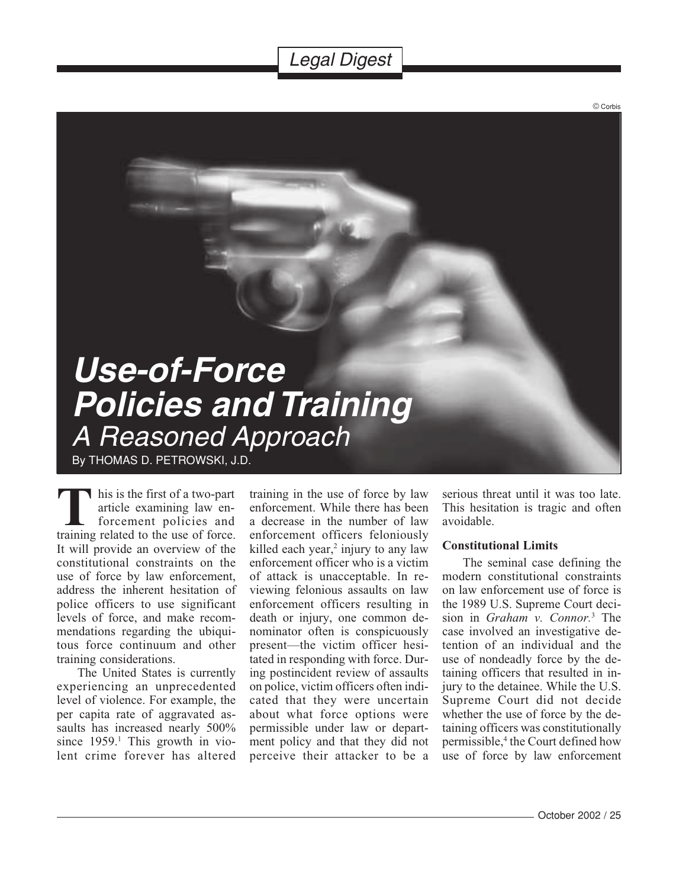Legal Digest

# Use-of-Force Policies and Training

## A Reasoned Approach

By THOMAS D. PETROWSKI, J.D.

This is the first of a two-part article examining law enforcement policies and training related to the use of force. It will provide an overview of the constitutional constraints on the use of force by law enforcement, address the inherent hesitation of police officers to use significant levels of force, and make recommendations regarding the ubiquitous force continuum and other training considerations.

The United States is currently experiencing an unprecedented level of violence. For example, the per capita rate of aggravated assaults has increased nearly 500% since 1959.[1] This growth in violent crime forever has altered training in the use of force by law enforcement. While there has been a decrease in the number of law enforcement officers feloniously killed each year,[2] injury to any law enforcement officer who is a victim of attack is unacceptable. In reviewing felonious assaults on law enforcement officers resulting in death or injury, one common denominator often is conspicuously present—the victim officer hesitated in responding with force. During postincident review of assaults on police, victim officers often indicated that they were uncertain about what force options were permissible under law or department policy and that they did not perceive their attacker to be a serious threat until it was too late. This hesitation is tragic and often avoidable.

### Constitutional Limits

The seminal case defining the modern constitutional constraints on law enforcement use of force is the 1989 U.S. Supreme Court decision in *Graham v. Connor*.[3] The case involved an investigative detention of an individual and the use of nondeadly force by the detaining officers that resulted in injury to the detainee. While the U.S. Supreme Court did not decide whether the use of force by the detaining officers was constitutionally permissible,[4] the Court defined how use of force by law enforcement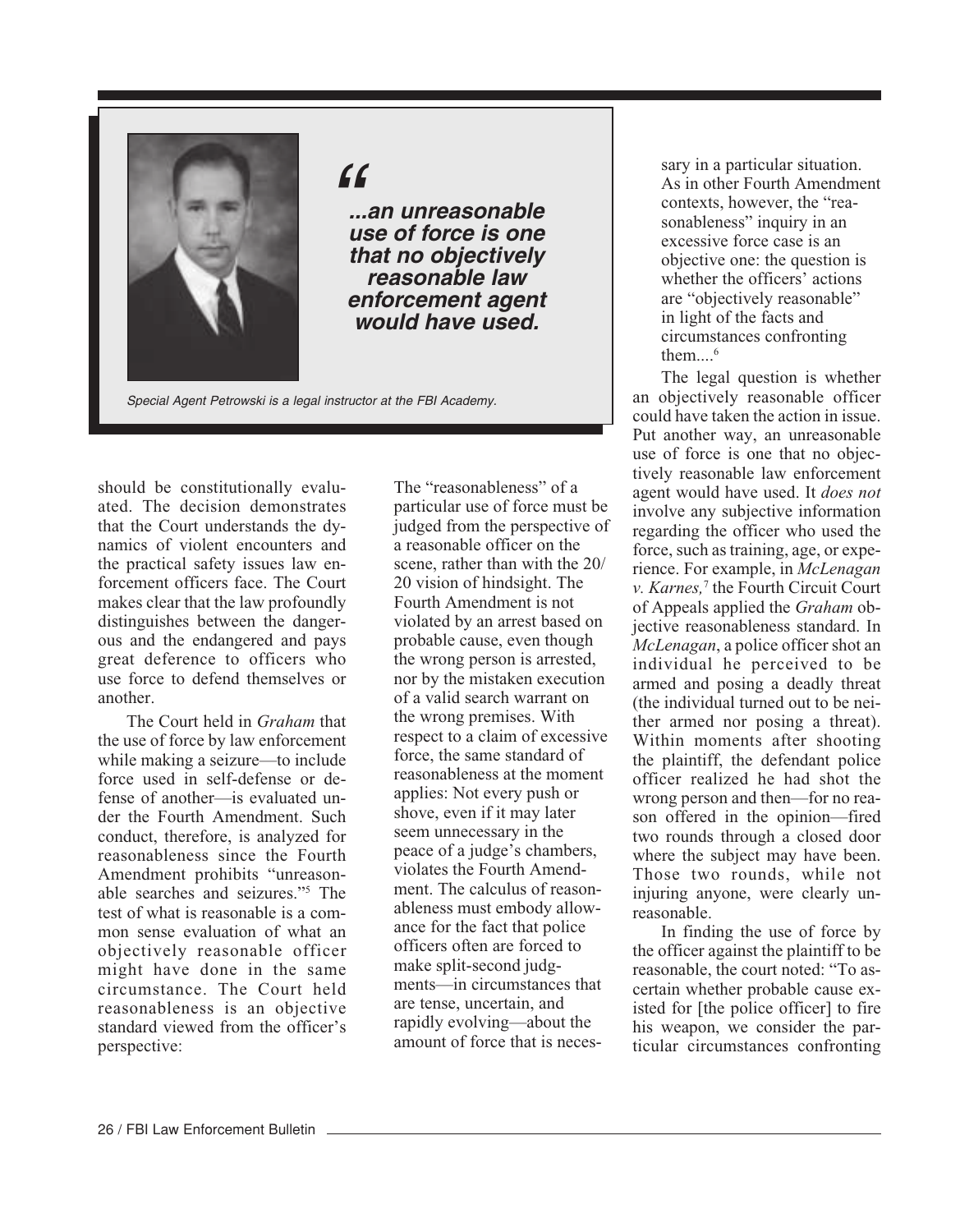> "...an unreasonable use of force is one that no objectively reasonable law enforcement agent would have used.

*Special Agent Petrowski is a legal instructor at the FBI Academy.*

should be constitutionally evaluated. The decision demonstrates that the Court understands the dynamics of violent encounters and the practical safety issues law enforcement officers face. The Court makes clear that the law profoundly distinguishes between the dangerous and the endangered and pays great deference to officers who use force to defend themselves or another.

The Court held in *Graham* that the use of force by law enforcement while making a seizure—to include force used in self-defense or defense of another—is evaluated under the Fourth Amendment. Such conduct, therefore, is analyzed for reasonableness since the Fourth Amendment prohibits "unreasonable searches and seizures."[5] The test of what is reasonable is a common sense evaluation of what an objectively reasonable officer might have done in the same circumstance. The Court held reasonableness is an objective standard viewed from the officer's perspective:

> The "reasonableness" of a particular use of force must be judged from the perspective of a reasonable officer on the scene, rather than with the 20/20 vision of hindsight. The Fourth Amendment is not violated by an arrest based on probable cause, even though the wrong person is arrested, nor by the mistaken execution of a valid search warrant on the wrong premises. With respect to a claim of excessive force, the same standard of reasonableness at the moment applies: Not every push or shove, even if it may later seem unnecessary in the peace of a judge's chambers, violates the Fourth Amendment. The calculus of reasonableness must embody allowance for the fact that police officers often are forced to make split-second judgments—in circumstances that are tense, uncertain, and rapidly evolving—about the amount of force that is necessary in a particular situation. As in other Fourth Amendment contexts, however, the "reasonableness" inquiry in an excessive force case is an objective one: the question is whether the officers' actions are "objectively reasonable" in light of the facts and circumstances confronting them....[6]

The legal question is whether an objectively reasonable officer could have taken the action in issue. Put another way, an unreasonable use of force is one that no objectively reasonable law enforcement agent would have used. It *does not* involve any subjective information regarding the officer who used the force, such as training, age, or experience. For example, in *McLenagan v. Karnes,*[7] the Fourth Circuit Court of Appeals applied the *Graham* objective reasonableness standard. In *McLenagan*, a police officer shot an individual he perceived to be armed and posing a deadly threat (the individual turned out to be neither armed nor posing a threat). Within moments after shooting the plaintiff, the defendant police officer realized he had shot the wrong person and then—for no reason offered in the opinion—fired two rounds through a closed door where the subject may have been. Those two rounds, while not injuring anyone, were clearly unreasonable.

In finding the use of force by the officer against the plaintiff to be reasonable, the court noted: "To ascertain whether probable cause existed for [the police officer] to fire his weapon, we consider the particular circumstances confronting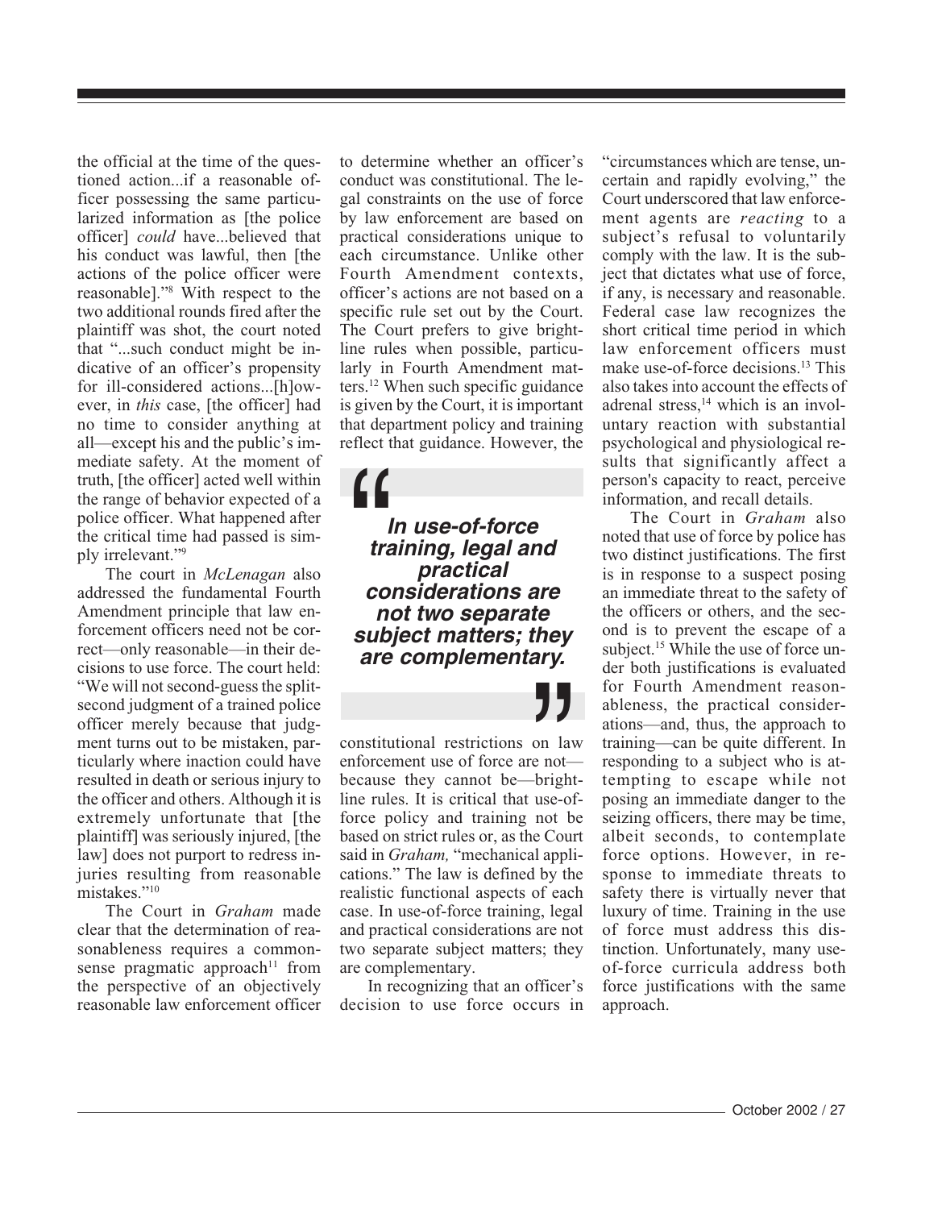the official at the time of the questioned action...if a reasonable officer possessing the same particularized information as [the police officer] *could* have...believed that his conduct was lawful, then [the actions of the police officer were reasonable]."[8] With respect to the two additional rounds fired after the plaintiff was shot, the court noted that "...such conduct might be indicative of an officer's propensity for ill-considered actions...[h]owever, in *this* case, [the officer] had no time to consider anything at all—except his and the public's immediate safety. At the moment of truth, [the officer] acted well within the range of behavior expected of a police officer. What happened after the critical time had passed is simply irrelevant."[9]

The court in *McLenagan* also addressed the fundamental Fourth Amendment principle that law enforcement officers need not be correct—only reasonable—in their decisions to use force. The court held: "We will not second-guess the split-second judgment of a trained police officer merely because that judgment turns out to be mistaken, particularly where inaction could have resulted in death or serious injury to the officer and others. Although it is extremely unfortunate that [the plaintiff] was seriously injured, [the law] does not purport to redress injuries resulting from reasonable mistakes."[10]

The Court in *Graham* made clear that the determination of reasonableness requires a commonsense pragmatic approach[11] from the perspective of an objectively reasonable law enforcement officer to determine whether an officer's conduct was constitutional. The legal constraints on the use of force by law enforcement are based on practical considerations unique to each circumstance. Unlike other Fourth Amendment contexts, officer's actions are not based on a specific rule set out by the Court. The Court prefers to give bright-line rules when possible, particularly in Fourth Amendment matters.[12] When such specific guidance is given by the Court, it is important that department policy and training reflect that guidance. However, the constitutional restrictions on law enforcement use of force are not—because they cannot be—bright-line rules. It is critical that use-of-force policy and training not be based on strict rules or, as the Court said in *Graham,* "mechanical applications." The law is defined by the realistic functional aspects of each case. In use-of-force training, legal and practical considerations are not two separate subject matters; they are complementary.

> ***"In use-of-force training, legal and practical considerations are not two separate subject matters; they are complementary."***

In recognizing that an officer's decision to use force occurs in "circumstances which are tense, uncertain and rapidly evolving," the Court underscored that law enforcement agents are *reacting* to a subject's refusal to voluntarily comply with the law. It is the subject that dictates what use of force, if any, is necessary and reasonable. Federal case law recognizes the short critical time period in which law enforcement officers must make use-of-force decisions.[13] This also takes into account the effects of adrenal stress,[14] which is an involuntary reaction with substantial psychological and physiological results that significantly affect a person's capacity to react, perceive information, and recall details.

The Court in *Graham* also noted that use of force by police has two distinct justifications. The first is in response to a suspect posing an immediate threat to the safety of the officers or others, and the second is to prevent the escape of a subject.[15] While the use of force under both justifications is evaluated for Fourth Amendment reasonableness, the practical considerations—and, thus, the approach to training—can be quite different. In responding to a subject who is attempting to escape while not posing an immediate danger to the seizing officers, there may be time, albeit seconds, to contemplate force options. However, in response to immediate threats to safety there is virtually never that luxury of time. Training in the use of force must address this distinction. Unfortunately, many use-of-force curricula address both force justifications with the same approach.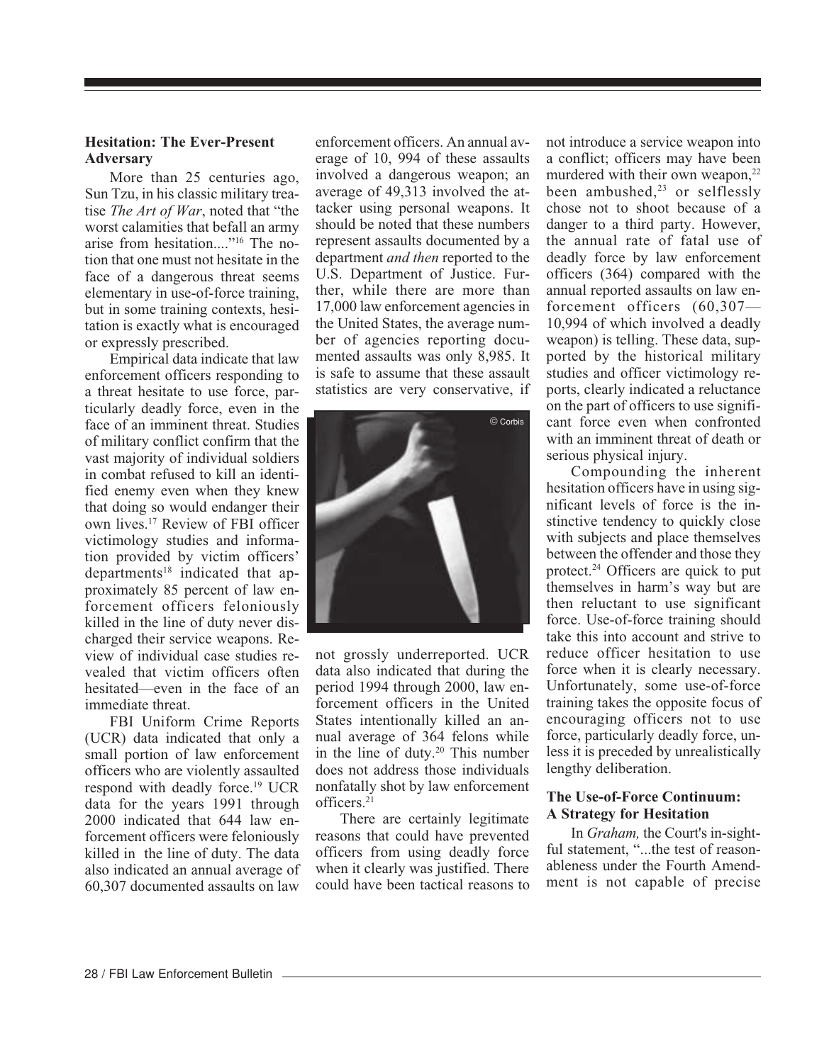## Hesitation: The Ever-Present Adversary

More than 25 centuries ago, Sun Tzu, in his classic military treatise *The Art of War*, noted that "the worst calamities that befall an army arise from hesitation...."[16] The notion that one must not hesitate in the face of a dangerous threat seems elementary in use-of-force training, but in some training contexts, hesitation is exactly what is encouraged or expressly prescribed.

Empirical data indicate that law enforcement officers responding to a threat hesitate to use force, particularly deadly force, even in the face of an imminent threat. Studies of military conflict confirm that the vast majority of individual soldiers in combat refused to kill an identified enemy even when they knew that doing so would endanger their own lives.[17] Review of FBI officer victimology studies and information provided by victim officers' departments[18] indicated that approximately 85 percent of law enforcement officers feloniously killed in the line of duty never discharged their service weapons. Review of individual case studies revealed that victim officers often hesitated—even in the face of an immediate threat.

FBI Uniform Crime Reports (UCR) data indicated that only a small portion of law enforcement officers who are violently assaulted respond with deadly force.[19] UCR data for the years 1991 through 2000 indicated that 644 law enforcement officers were feloniously killed in the line of duty. The data also indicated an annual average of 60,307 documented assaults on law enforcement officers. An annual average of 10, 994 of these assaults involved a dangerous weapon; an average of 49,313 involved the attacker using personal weapons. It should be noted that these numbers represent assaults documented by a department *and then* reported to the U.S. Department of Justice. Further, while there are more than 17,000 law enforcement agencies in the United States, the average number of agencies reporting documented assaults was only 8,985. It is safe to assume that these assault statistics are very conservative, if not grossly underreported. UCR data also indicated that during the period 1994 through 2000, law enforcement officers in the United States intentionally killed an annual average of 364 felons while in the line of duty.[20] This number does not address those individuals nonfatally shot by law enforcement officers.[21]

There are certainly legitimate reasons that could have prevented officers from using deadly force when it clearly was justified. There could have been tactical reasons to not introduce a service weapon into a conflict; officers may have been murdered with their own weapon,[22] been ambushed,[23] or selflessly chose not to shoot because of a danger to a third party. However, the annual rate of fatal use of deadly force by law enforcement officers (364) compared with the annual reported assaults on law enforcement officers (60,307—10,994 of which involved a deadly weapon) is telling. These data, supported by the historical military studies and officer victimology reports, clearly indicated a reluctance on the part of officers to use significant force even when confronted with an imminent threat of death or serious physical injury.

Compounding the inherent hesitation officers have in using significant levels of force is the instinctive tendency to quickly close with subjects and place themselves between the offender and those they protect.[24] Officers are quick to put themselves in harm's way but are then reluctant to use significant force. Use-of-force training should take this into account and strive to reduce officer hesitation to use force when it is clearly necessary. Unfortunately, some use-of-force training takes the opposite focus of encouraging officers not to use force, particularly deadly force, unless it is preceded by unrealistically lengthy deliberation.

## The Use-of-Force Continuum: A Strategy for Hesitation

In *Graham,* the Court's in-sightful statement, "...the test of reasonableness under the Fourth Amendment is not capable of precise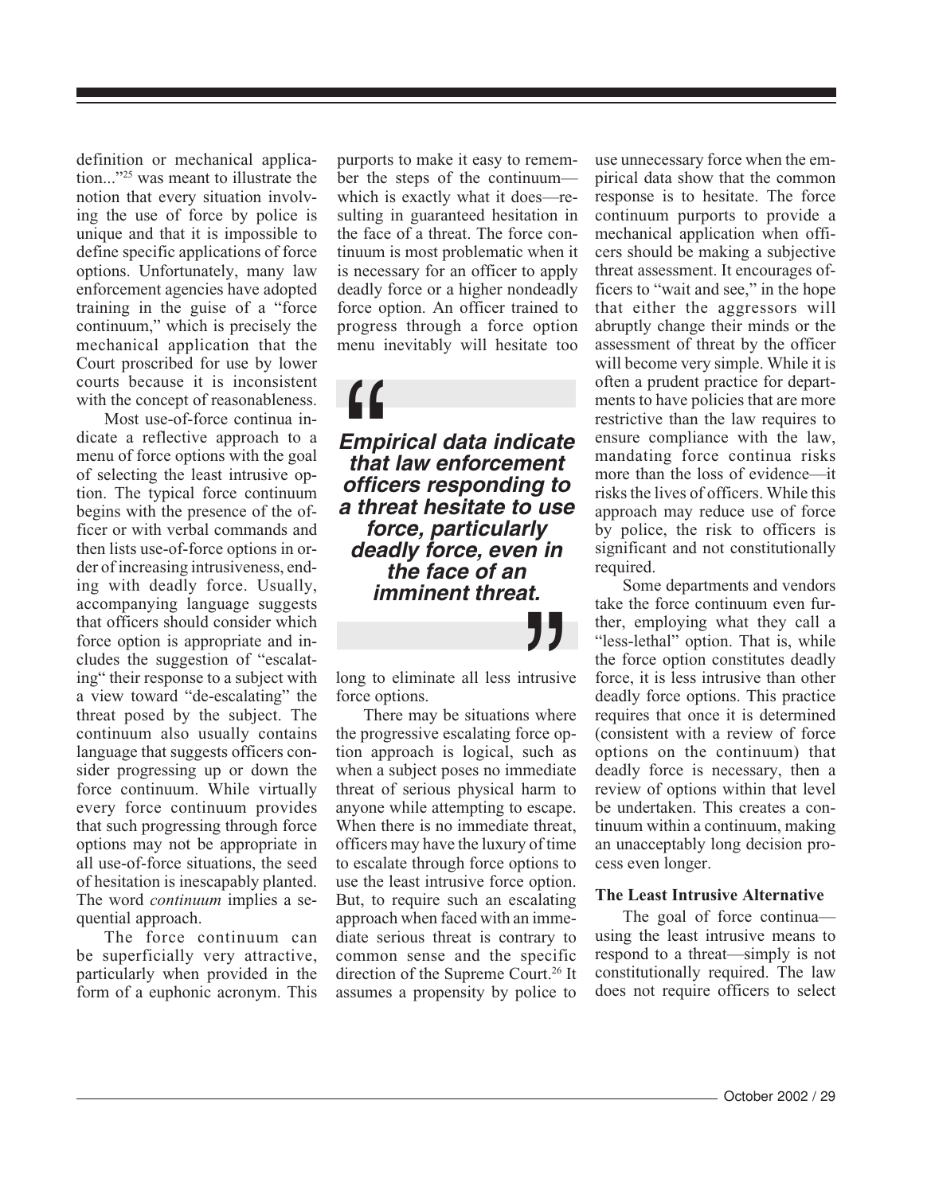definition or mechanical application..."[25] was meant to illustrate the notion that every situation involving the use of force by police is unique and that it is impossible to define specific applications of force options. Unfortunately, many law enforcement agencies have adopted training in the guise of a "force continuum," which is precisely the mechanical application that the Court proscribed for use by lower courts because it is inconsistent with the concept of reasonableness.

Most use-of-force continua indicate a reflective approach to a menu of force options with the goal of selecting the least intrusive option. The typical force continuum begins with the presence of the officer or with verbal commands and then lists use-of-force options in order of increasing intrusiveness, ending with deadly force. Usually, accompanying language suggests that officers should consider which force option is appropriate and includes the suggestion of "escalating" their response to a subject with a view toward "de-escalating" the threat posed by the subject. The continuum also usually contains language that suggests officers consider progressing up or down the force continuum. While virtually every force continuum provides that such progressing through force options may not be appropriate in all use-of-force situations, the seed of hesitation is inescapably planted. The word *continuum* implies a sequential approach.

The force continuum can be superficially very attractive, particularly when provided in the form of a euphonic acronym. This purports to make it easy to remember the steps of the continuum—which is exactly what it does—resulting in guaranteed hesitation in the face of a threat. The force continuum is most problematic when it is necessary for an officer to apply deadly force or a higher nondeadly force option. An officer trained to progress through a force option menu inevitably will hesitate too long to eliminate all less intrusive force options.

> ***Empirical data indicate that law enforcement officers responding to a threat hesitate to use force, particularly deadly force, even in the face of an imminent threat.***

There may be situations where the progressive escalating force option approach is logical, such as when a subject poses no immediate threat of serious physical harm to anyone while attempting to escape. When there is no immediate threat, officers may have the luxury of time to escalate through force options to use the least intrusive force option. But, to require such an escalating approach when faced with an immediate serious threat is contrary to common sense and the specific direction of the Supreme Court.[26] It assumes a propensity by police to use unnecessary force when the empirical data show that the common response is to hesitate. The force continuum purports to provide a mechanical application when officers should be making a subjective threat assessment. It encourages officers to "wait and see," in the hope that either the aggressors will abruptly change their minds or the assessment of threat by the officer will become very simple. While it is often a prudent practice for departments to have policies that are more restrictive than the law requires to ensure compliance with the law, mandating force continua risks more than the loss of evidence—it risks the lives of officers. While this approach may reduce use of force by police, the risk to officers is significant and not constitutionally required.

Some departments and vendors take the force continuum even further, employing what they call a "less-lethal" option. That is, while the force option constitutes deadly force, it is less intrusive than other deadly force options. This practice requires that once it is determined (consistent with a review of force options on the continuum) that deadly force is necessary, then a review of options within that level be undertaken. This creates a continuum within a continuum, making an unacceptably long decision process even longer.

### The Least Intrusive Alternative

The goal of force continua—using the least intrusive means to respond to a threat—simply is not constitutionally required. The law does not require officers to select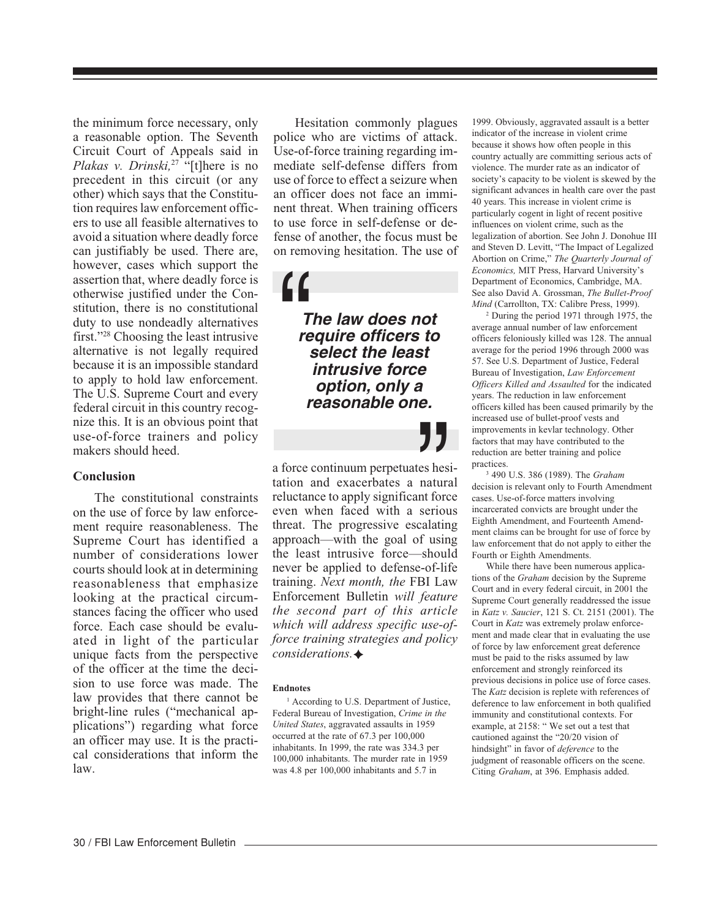the minimum force necessary, only a reasonable option. The Seventh Circuit Court of Appeals said in *Plakas v. Drinski,*[27] "[t]here is no precedent in this circuit (or any other) which says that the Constitution requires law enforcement officers to use all feasible alternatives to avoid a situation where deadly force can justifiably be used. There are, however, cases which support the assertion that, where deadly force is otherwise justified under the Constitution, there is no constitutional duty to use nondeadly alternatives first."[28] Choosing the least intrusive alternative is not legally required because it is an impossible standard to apply to hold law enforcement. The U.S. Supreme Court and every federal circuit in this country recognize this. It is an obvious point that use-of-force trainers and policy makers should heed.

## Conclusion

The constitutional constraints on the use of force by law enforcement require reasonableness. The Supreme Court has identified a number of considerations lower courts should look at in determining reasonableness that emphasize looking at the practical circumstances facing the officer who used force. Each case should be evaluated in light of the particular unique facts from the perspective of the officer at the time the decision to use force was made. The law provides that there cannot be bright-line rules ("mechanical applications") regarding what force an officer may use. It is the practical considerations that inform the law.

Hesitation commonly plagues police who are victims of attack. Use-of-force training regarding immediate self-defense differs from use of force to effect a seizure when an officer does not face an imminent threat. When training officers to use force in self-defense or defense of another, the focus must be on removing hesitation. The use of a force continuum perpetuates hesitation and exacerbates a natural reluctance to apply significant force even when faced with a serious threat. The progressive escalating approach—with the goal of using the least intrusive force—should never be applied to defense-of-life training. *Next month, the* FBI Law Enforcement Bulletin *will feature the second part of this article which will address specific use-of-force training strategies and policy considerations.*

> ***"The law does not require officers to select the least intrusive force option, only a reasonable one."***

### Endnotes

[1] According to U.S. Department of Justice, Federal Bureau of Investigation, *Crime in the United States*, aggravated assaults in 1959 occurred at the rate of 67.3 per 100,000 inhabitants. In 1999, the rate was 334.3 per 100,000 inhabitants. The murder rate in 1959 was 4.8 per 100,000 inhabitants and 5.7 in 1999. Obviously, aggravated assault is a better indicator of the increase in violent crime because it shows how often people in this country actually are committing serious acts of violence. The murder rate as an indicator of society's capacity to be violent is skewed by the significant advances in health care over the past 40 years. This increase in violent crime is particularly cogent in light of recent positive influences on violent crime, such as the legalization of abortion. See John J. Donohue III and Steven D. Levitt, "The Impact of Legalized Abortion on Crime," *The Quarterly Journal of Economics,* MIT Press, Harvard University's Department of Economics, Cambridge, MA. See also David A. Grossman, *The Bullet-Proof Mind* (Carrollton, TX: Calibre Press, 1999).

[2] During the period 1971 through 1975, the average annual number of law enforcement officers feloniously killed was 128. The annual average for the period 1996 through 2000 was 57. See U.S. Department of Justice, Federal Bureau of Investigation, *Law Enforcement Officers Killed and Assaulted* for the indicated years. The reduction in law enforcement officers killed has been caused primarily by the increased use of bullet-proof vests and improvements in kevlar technology. Other factors that may have contributed to the reduction are better training and police practices.

[3] 490 U.S. 386 (1989). The *Graham* decision is relevant only to Fourth Amendment cases. Use-of-force matters involving incarcerated convicts are brought under the Eighth Amendment, and Fourteenth Amendment claims can be brought for use of force by law enforcement that do not apply to either the Fourth or Eighth Amendments.

While there have been numerous applications of the *Graham* decision by the Supreme Court and in every federal circuit, in 2001 the Supreme Court generally readdressed the issue in *Katz v. Saucier*, 121 S. Ct. 2151 (2001). The Court in *Katz* was extremely prolaw enforcement and made clear that in evaluating the use of force by law enforcement great deference must be paid to the risks assumed by law enforcement and strongly reinforced its previous decisions in police use of force cases. The *Katz* decision is replete with references of deference to law enforcement in both qualified immunity and constitutional contexts. For example, at 2158: " We set out a test that cautioned against the "20/20 vision of hindsight" in favor of *deference* to the judgment of reasonable officers on the scene. Citing *Graham*, at 396. Emphasis added.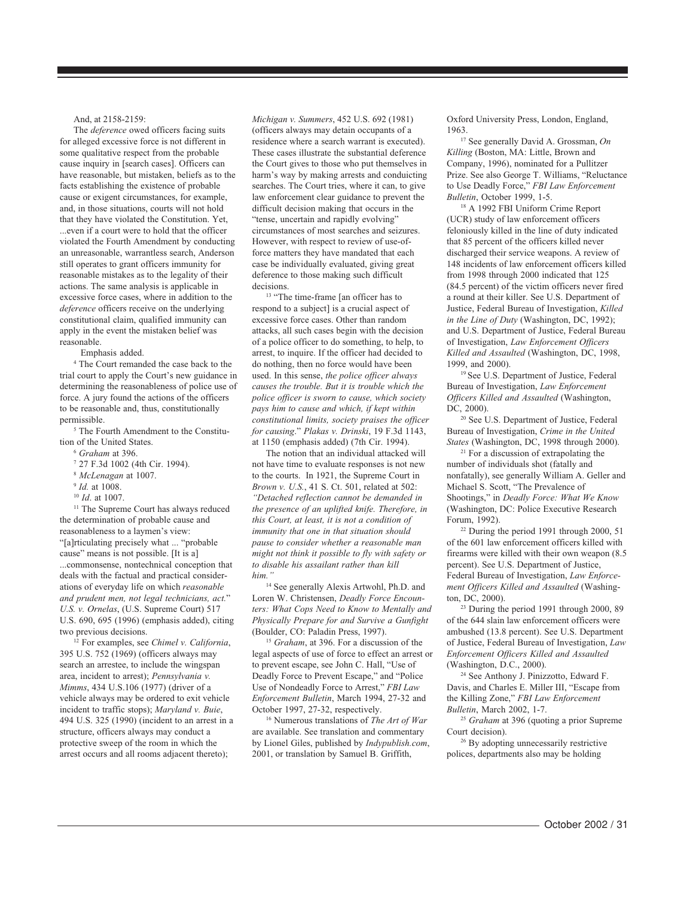And, at 2158-2159:

The *deference* owed officers facing suits for alleged excessive force is not different in some qualitative respect from the probable cause inquiry in [search cases]. Officers can have reasonable, but mistaken, beliefs as to the facts establishing the existence of probable cause or exigent circumstances, for example, and, in those situations, courts will not hold that they have violated the Constitution. Yet, ...even if a court were to hold that the officer violated the Fourth Amendment by conducting an unreasonable, warrantless search, Anderson still operates to grant officers immunity for reasonable mistakes as to the legality of their actions. The same analysis is applicable in excessive force cases, where in addition to the *deference* officers receive on the underlying constitutional claim, qualified immunity can apply in the event the mistaken belief was reasonable.

Emphasis added.

[4] The Court remanded the case back to the trial court to apply the Court's new guidance in determining the reasonableness of police use of force. A jury found the actions of the officers to be reasonable and, thus, constitutionally permissible.

[5] The Fourth Amendment to the Constitution of the United States.

[6] *Graham* at 396.

[7] 27 F.3d 1002 (4th Cir. 1994).

[8] *McLenagan* at 1007.

[9] *Id.* at 1008.

[10] *Id*. at 1007.

[11] The Supreme Court has always reduced the determination of probable cause and reasonableness to a laymen's view: "[a]rticulating precisely what ... "probable cause" means is not possible. [It is a] ...commonsense, nontechnical conception that deals with the factual and practical considerations of everyday life on which *reasonable and prudent men, not legal technicians, act.*" *U.S. v. Ornelas*, (U.S. Supreme Court) 517 U.S. 690, 695 (1996) (emphasis added), citing two previous decisions.

[12] For examples, see *Chimel v. California*, 395 U.S. 752 (1969) (officers always may search an arrestee, to include the wingspan area, incident to arrest); *Pennsylvania v. Mimms*, 434 U.S.106 (1977) (driver of a vehicle always may be ordered to exit vehicle incident to traffic stops); *Maryland v. Buie*, 494 U.S. 325 (1990) (incident to an arrest in a structure, officers always may conduct a protective sweep of the room in which the arrest occurs and all rooms adjacent thereto); *Michigan v. Summers*, 452 U.S. 692 (1981) (officers always may detain occupants of a residence where a search warrant is executed). These cases illustrate the substantial deference the Court gives to those who put themselves in harm's way by making arrests and conducting searches. The Court tries, where it can, to give law enforcement clear guidance to prevent the difficult decision making that occurs in the "tense, uncertain and rapidly evolving" circumstances of most searches and seizures. However, with respect to review of use-of-force matters they have mandated that each case be individually evaluated, giving great deference to those making such difficult decisions.

[13] "The time-frame [an officer has to respond to a subject] is a crucial aspect of excessive force cases. Other than random attacks, all such cases begin with the decision of a police officer to do something, to help, to arrest, to inquire. If the officer had decided to do nothing, then no force would have been used. In this sense, *the police officer always causes the trouble. But it is trouble which the police officer is sworn to cause, which society pays him to cause and which, if kept within constitutional limits, society praises the officer for causing*." *Plakas v. Drinski*, 19 F.3d 1143, at 1150 (emphasis added) (7th Cir. 1994).

The notion that an individual attacked will not have time to evaluate responses is not new to the courts. In 1921, the Supreme Court in *Brown v. U.S.*, 41 S. Ct. 501, related at 502: *"Detached reflection cannot be demanded in the presence of an uplifted knife. Therefore, in this Court, at least, it is not a condition of immunity that one in that situation should pause to consider whether a reasonable man might not think it possible to fly with safety or to disable his assailant rather than kill him."*

[14] See generally Alexis Artwohl, Ph.D. and Loren W. Christensen, *Deadly Force Encounters: What Cops Need to Know to Mentally and Physically Prepare for and Survive a Gunfight* (Boulder, CO: Paladin Press, 1997).

[15] *Graham*, at 396. For a discussion of the legal aspects of use of force to effect an arrest or to prevent escape, see John C. Hall, "Use of Deadly Force to Prevent Escape," and "Police Use of Nondeadly Force to Arrest," *FBI Law Enforcement Bulletin*, March 1994, 27-32 and October 1997, 27-32, respectively.

[16] Numerous translations of *The Art of War* are available. See translation and commentary by Lionel Giles, published by *Indypublish.com*, 2001, or translation by Samuel B. Griffith, Oxford University Press, London, England, 1963.

[17] See generally David A. Grossman, *On Killing* (Boston, MA: Little, Brown and Company, 1996), nominated for a Pulitzer Prize. See also George T. Williams, "Reluctance to Use Deadly Force," *FBI Law Enforcement Bulletin*, October 1999, 1-5.

[18] A 1992 FBI Uniform Crime Report (UCR) study of law enforcement officers feloniously killed in the line of duty indicated that 85 percent of the officers killed never discharged their service weapons. A review of 148 incidents of law enforcement officers killed from 1998 through 2000 indicated that 125 (84.5 percent) of the victim officers never fired a round at their killer. See U.S. Department of Justice, Federal Bureau of Investigation, *Killed in the Line of Duty* (Washington, DC, 1992); and U.S. Department of Justice, Federal Bureau of Investigation, *Law Enforcement Officers Killed and Assaulted* (Washington, DC, 1998, 1999, and 2000).

[19] See U.S. Department of Justice, Federal Bureau of Investigation, *Law Enforcement Officers Killed and Assaulted* (Washington, DC, 2000).

[20] See U.S. Department of Justice, Federal Bureau of Investigation, *Crime in the United States* (Washington, DC, 1998 through 2000).

[21] For a discussion of extrapolating the number of individuals shot (fatally and nonfatally), see generally William A. Geller and Michael S. Scott, "The Prevalence of Shootings," in *Deadly Force: What We Know* (Washington, DC: Police Executive Research Forum, 1992).

[22] During the period 1991 through 2000, 51 of the 601 law enforcement officers killed with firearms were killed with their own weapon (8.5 percent). See U.S. Department of Justice, Federal Bureau of Investigation, *Law Enforcement Officers Killed and Assaulted* (Washington, DC, 2000).

[23] During the period 1991 through 2000, 89 of the 644 slain law enforcement officers were ambushed (13.8 percent). See U.S. Department of Justice, Federal Bureau of Investigation, *Law Enforcement Officers Killed and Assaulted* (Washington, D.C., 2000).

[24] See Anthony J. Pinizzotto, Edward F. Davis, and Charles E. Miller III, "Escape from the Killing Zone," *FBI Law Enforcement Bulletin*, March 2002, 1-7.

[25] *Graham* at 396 (quoting a prior Supreme Court decision).

[26] By adopting unnecessarily restrictive polices, departments also may be holding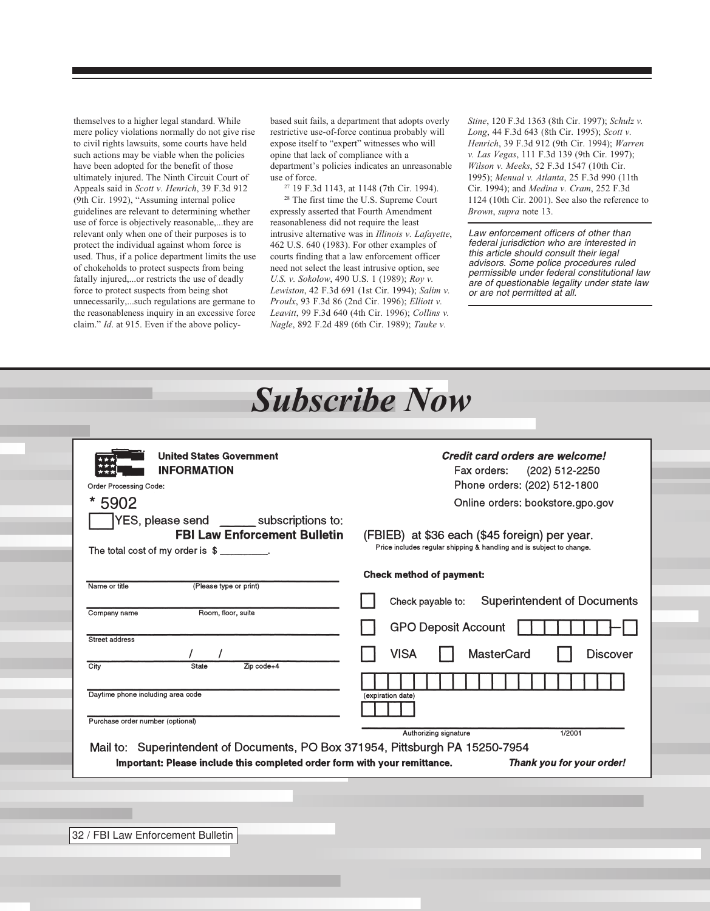themselves to a higher legal standard. While mere policy violations normally do not give rise to civil rights lawsuits, some courts have held such actions may be viable when the policies have been adopted for the benefit of those ultimately injured. The Ninth Circuit Court of Appeals said in *Scott v. Henrich*, 39 F.3d 912 (9th Cir. 1992), "Assuming internal police guidelines are relevant to determining whether use of force is objectively reasonable,...they are relevant only when one of their purposes is to protect the individual against whom force is used. Thus, if a police department limits the use of chokeholds to protect suspects from being fatally injured,...or restricts the use of deadly force to protect suspects from being shot unnecessarily,...such regulations are germane to the reasonableness inquiry in an excessive force claim." *Id*. at 915. Even if the above policy-based suit fails, a department that adopts overly restrictive use-of-force continua probably will expose itself to "expert" witnesses who will opine that lack of compliance with a department's policies indicates an unreasonable use of force.

[27] 19 F.3d 1143, at 1148 (7th Cir. 1994).

[28] The first time the U.S. Supreme Court expressly asserted that Fourth Amendment reasonableness did not require the least intrusive alternative was in *Illinois v. Lafayette*, 462 U.S. 640 (1983). For other examples of courts finding that a law enforcement officer need not select the least intrusive option, see *U.S. v. Sokolow*, 490 U.S. 1 (1989); *Roy v. Lewiston*, 42 F.3d 691 (1st Cir. 1994); *Salim v. Proulx*, 93 F.3d 86 (2nd Cir. 1996); *Elliott v. Leavitt*, 99 F.3d 640 (4th Cir. 1996); *Collins v. Nagle*, 892 F.2d 489 (6th Cir. 1989); *Tauke v. Stine*, 120 F.3d 1363 (8th Cir. 1997); *Schulz v. Long*, 44 F.3d 643 (8th Cir. 1995); *Scott v. Henrich*, 39 F.3d 912 (9th Cir. 1994); *Warren v. Las Vegas*, 111 F.3d 139 (9th Cir. 1997); *Wilson v. Meeks*, 52 F.3d 1547 (10th Cir. 1995); *Menual v. Atlanta*, 25 F.3d 990 (11th Cir. 1994); and *Medina v. Cram*, 252 F.3d 1124 (10th Cir. 2001). See also the reference to *Brown*, *supra* note 13.

*Law enforcement officers of other than federal jurisdiction who are interested in this article should consult their legal advisors. Some police procedures ruled permissible under federal constitutional law are of questionable legality under state law or are not permitted at all.*

# *Subscribe Now*

**United States Government INFORMATION**

Order Processing Code:

\* 5902

☐ YES, please send _____ subscriptions to: **FBI Law Enforcement Bulletin** (FBIEB) at $36 each ($45 foreign) per year.

Price includes regular shipping & handling and is subject to change.

The total cost of my order is $ ________.

***Credit card orders are welcome!***

Fax orders: (202) 512-2250

Phone orders: (202) 512-1800

Online orders: bookstore.gpo.gov

Name or title (Please type or print)

Company name Room, floor, suite

Street address

City State Zip code+4

Daytime phone including area code

Purchase order number (optional)

**Check method of payment:**

☐ Check payable to: Superintendent of Documents

☐ GPO Deposit Account ☐☐☐☐☐☐☐–☐

☐ VISA ☐ MasterCard ☐ Discover

(expiration date)

Authorizing signature 1/2001

Mail to: Superintendent of Documents, PO Box 371954, Pittsburgh PA 15250-7954

**Important: Please include this completed order form with your remittance.** ***Thank you for your order!***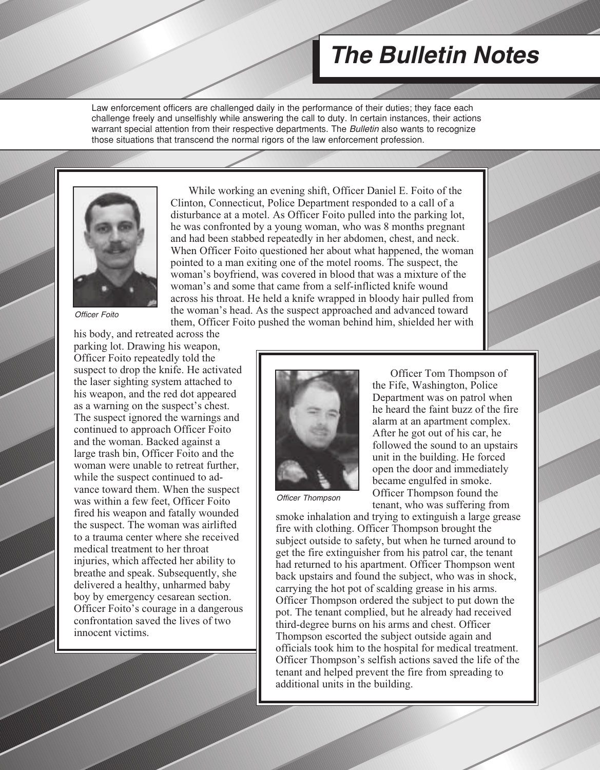# *The Bulletin Notes*

Law enforcement officers are challenged daily in the performance of their duties; they face each challenge freely and unselfishly while answering the call to duty. In certain instances, their actions warrant special attention from their respective departments. The *Bulletin* also wants to recognize those situations that transcend the normal rigors of the law enforcement profession.

*Officer Foito*

While working an evening shift, Officer Daniel E. Foito of the Clinton, Connecticut, Police Department responded to a call of a disturbance at a motel. As Officer Foito pulled into the parking lot, he was confronted by a young woman, who was 8 months pregnant and had been stabbed repeatedly in her abdomen, chest, and neck. When Officer Foito questioned her about what happened, the woman pointed to a man exiting one of the motel rooms. The suspect, the woman's boyfriend, was covered in blood that was a mixture of the woman's and some that came from a self-inflicted knife wound across his throat. He held a knife wrapped in bloody hair pulled from the woman's head. As the suspect approached and advanced toward them, Officer Foito pushed the woman behind him, shielded her with his body, and retreated across the parking lot. Drawing his weapon, Officer Foito repeatedly told the suspect to drop the knife. He activated the laser sighting system attached to his weapon, and the red dot appeared as a warning on the suspect's chest. The suspect ignored the warnings and continued to approach Officer Foito and the woman. Backed against a large trash bin, Officer Foito and the woman were unable to retreat further, while the suspect continued to advance toward them. When the suspect was within a few feet, Officer Foito fired his weapon and fatally wounded the suspect. The woman was airlifted to a trauma center where she received medical treatment to her throat injuries, which affected her ability to breathe and speak. Subsequently, she delivered a healthy, unharmed baby boy by emergency cesarean section. Officer Foito's courage in a dangerous confrontation saved the lives of two innocent victims.

*Officer Thompson*

Officer Tom Thompson of the Fife, Washington, Police Department was on patrol when he heard the faint buzz of the fire alarm at an apartment complex. After he got out of his car, he followed the sound to an upstairs unit in the building. He forced open the door and immediately became engulfed in smoke. Officer Thompson found the tenant, who was suffering from smoke inhalation and trying to extinguish a large grease fire with clothing. Officer Thompson brought the subject outside to safety, but when he turned around to get the fire extinguisher from his patrol car, the tenant had returned to his apartment. Officer Thompson went back upstairs and found the subject, who was in shock, carrying the hot pot of scalding grease in his arms. Officer Thompson ordered the subject to put down the pot. The tenant complied, but he already had received third-degree burns on his arms and chest. Officer Thompson escorted the subject outside again and officials took him to the hospital for medical treatment. Officer Thompson's selfish actions saved the life of the tenant and helped prevent the fire from spreading to additional units in the building.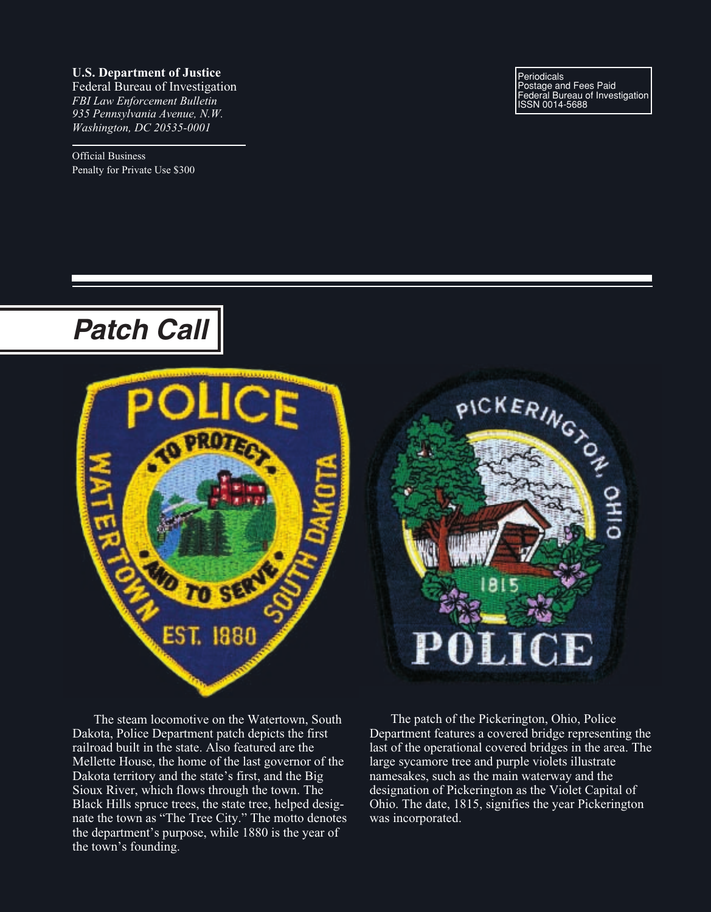**U.S. Department of Justice**
Federal Bureau of Investigation
*FBI Law Enforcement Bulletin*
*935 Pennsylvania Avenue, N.W.*
*Washington, DC 20535-0001*

Official Business
Penalty for Private Use $300

Periodicals
Postage and Fees Paid
Federal Bureau of Investigation
ISSN 0014-5688

# Patch Call

The steam locomotive on the Watertown, South Dakota, Police Department patch depicts the first railroad built in the state. Also featured are the Mellette House, the home of the last governor of the Dakota territory and the state's first, and the Big Sioux River, which flows through the town. The Black Hills spruce trees, the state tree, helped designate the town as "The Tree City." The motto denotes the department's purpose, while 1880 is the year of the town's founding.

The patch of the Pickerington, Ohio, Police Department features a covered bridge representing the last of the operational covered bridges in the area. The large sycamore tree and purple violets illustrate namesakes, such as the main waterway and the designation of Pickerington as the Violet Capital of Ohio. The date, 1815, signifies the year Pickerington was incorporated.